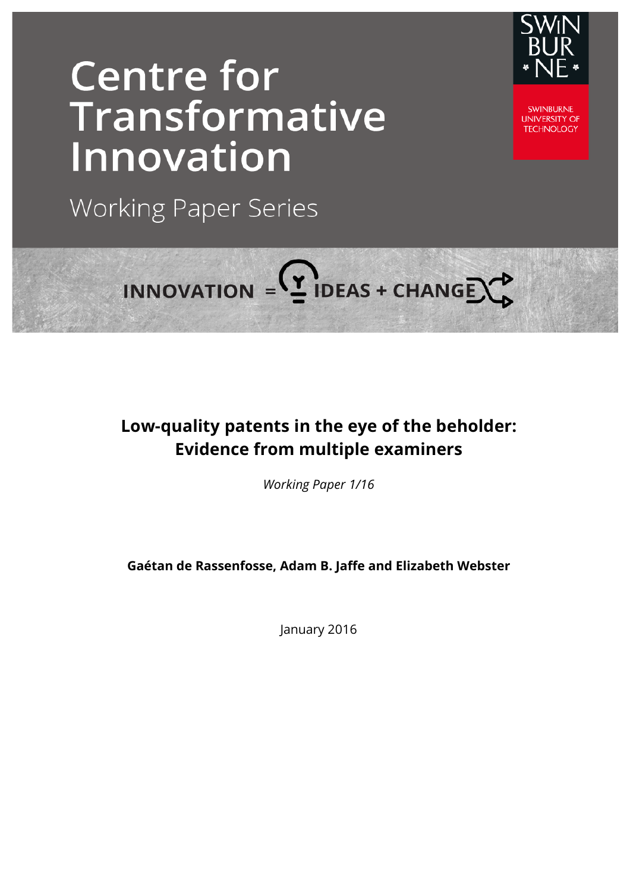# Centre for Transformative Innovation

Working Paper Series

INNOVATION = IDEAS + CHANGE

## Low-quality patents in the eye of the beholder: Evidence from multiple examiners

*Working Paper 1/16*

**Gaétan de Rassenfosse, Adam B. Jaffe and Elizabeth Webster**

January 2016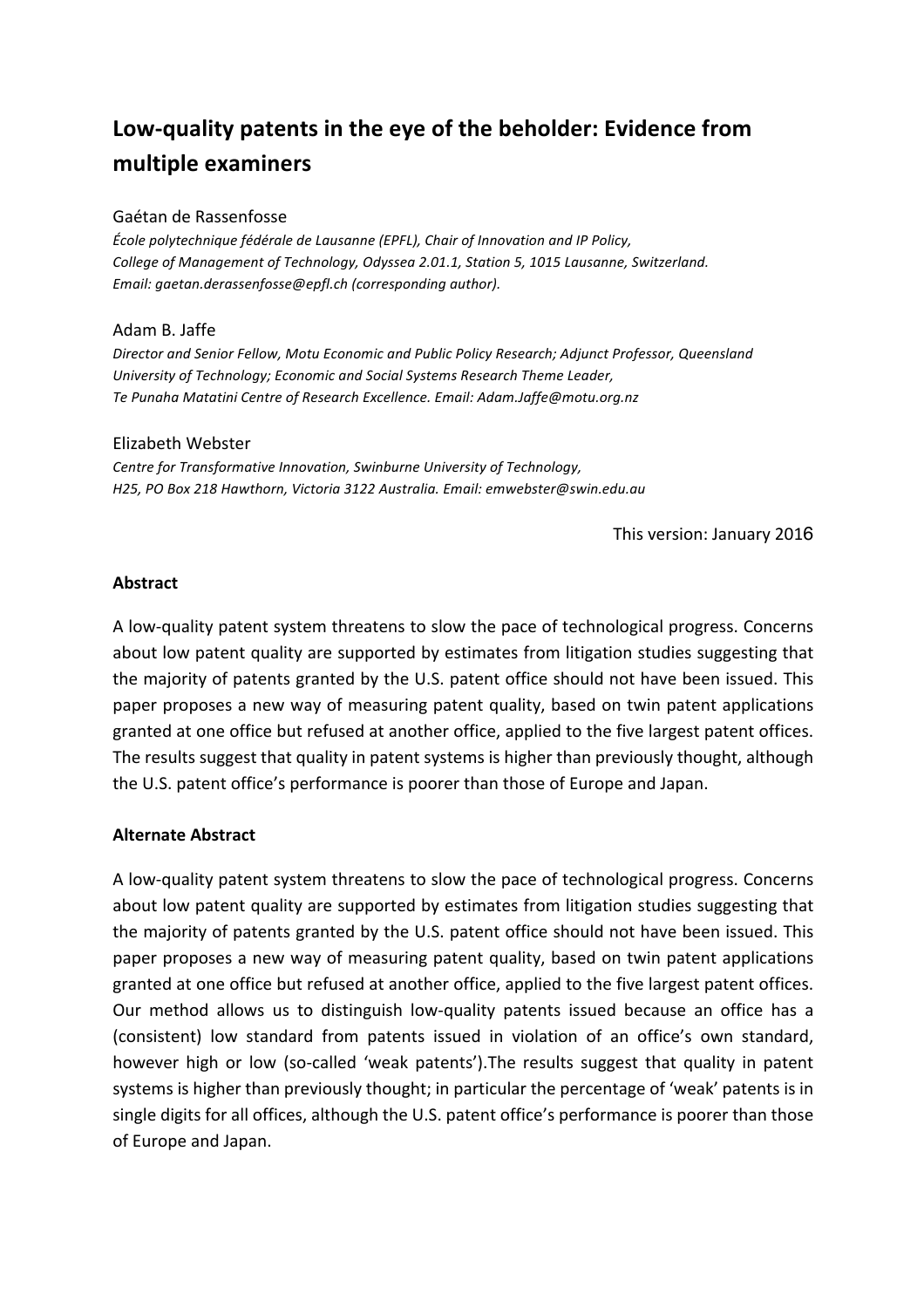# Low-quality patents in the eye of the beholder: Evidence from multiple examiners

Gaétan de Rassenfosse

*École polytechnique fédérale de Lausanne (EPFL), Chair of Innovation and IP Policy, College of Management of Technology, Odyssea 2.01.1, Station 5, 1015 Lausanne, Switzerland. Email: gaetan.derassenfosse@epfl.ch (corresponding author).*

Adam B. Jaffe

*Director and Senior Fellow, Motu Economic and Public Policy Research; Adjunct Professor, Queensland University of Technology; Economic and Social Systems Research Theme Leader, Te Punaha Matatini Centre of Research Excellence. Email: Adam.Jaffe@motu.org.nz*

Elizabeth Webster

*Centre for Transformative Innovation, Swinburne University of Technology, H25, PO Box 218 Hawthorn, Victoria 3122 Australia. Email: emwebster@swin.edu.au*

This version: January 2016

**Abstract**

A low-quality patent system threatens to slow the pace of technological progress. Concerns about low patent quality are supported by estimates from litigation studies suggesting that the majority of patents granted by the U.S. patent office should not have been issued. This paper proposes a new way of measuring patent quality, based on twin patent applications granted at one office but refused at another office, applied to the five largest patent offices. The results suggest that quality in patent systems is higher than previously thought, although the U.S. patent office's performance is poorer than those of Europe and Japan.

**Alternate Abstract**

A low-quality patent system threatens to slow the pace of technological progress. Concerns about low patent quality are supported by estimates from litigation studies suggesting that the majority of patents granted by the U.S. patent office should not have been issued. This paper proposes a new way of measuring patent quality, based on twin patent applications granted at one office but refused at another office, applied to the five largest patent offices. Our method allows us to distinguish low-quality patents issued because an office has a (consistent) low standard from patents issued in violation of an office's own standard, however high or low (so-called 'weak patents').The results suggest that quality in patent systems is higher than previously thought; in particular the percentage of 'weak' patents is in single digits for all offices, although the U.S. patent office's performance is poorer than those of Europe and Japan.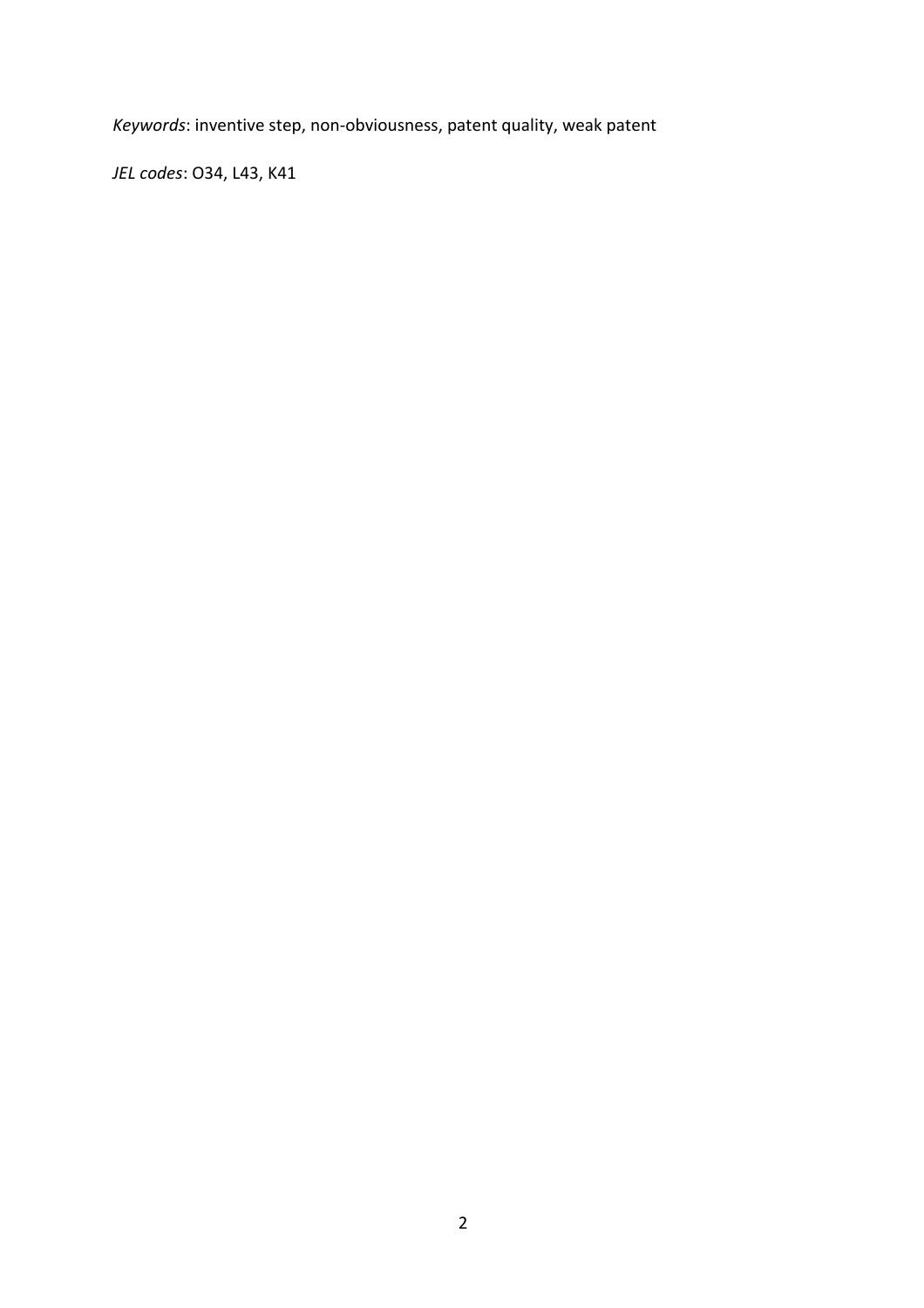*Keywords*: inventive step, non-obviousness, patent quality, weak patent

*JEL codes*: O34, L43, K41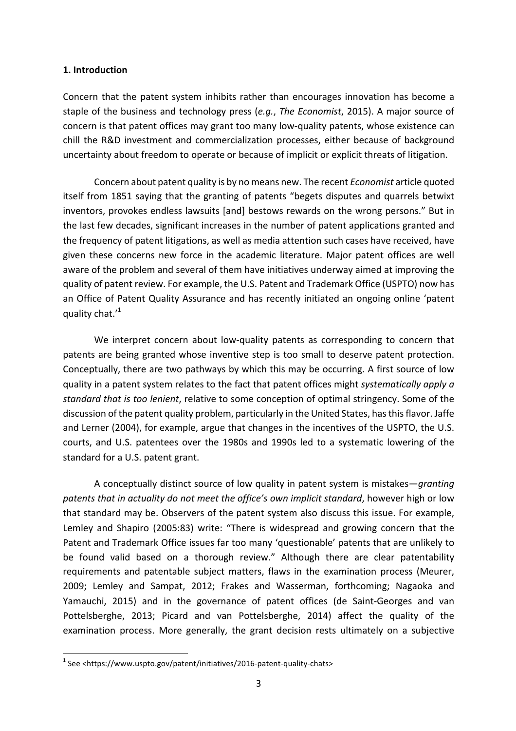**1. Introduction**

Concern that the patent system inhibits rather than encourages innovation has become a staple of the business and technology press (*e.g.*, *The Economist*, 2015). A major source of concern is that patent offices may grant too many low-quality patents, whose existence can chill the R&D investment and commercialization processes, either because of background uncertainty about freedom to operate or because of implicit or explicit threats of litigation.

Concern about patent quality is by no means new. The recent *Economist* article quoted itself from 1851 saying that the granting of patents "begets disputes and quarrels betwixt inventors, provokes endless lawsuits [and] bestows rewards on the wrong persons." But in the last few decades, significant increases in the number of patent applications granted and the frequency of patent litigations, as well as media attention such cases have received, have given these concerns new force in the academic literature. Major patent offices are well aware of the problem and several of them have initiatives underway aimed at improving the quality of patent review. For example, the U.S. Patent and Trademark Office (USPTO) now has an Office of Patent Quality Assurance and has recently initiated an ongoing online 'patent quality chat.'[1]

We interpret concern about low-quality patents as corresponding to concern that patents are being granted whose inventive step is too small to deserve patent protection. Conceptually, there are two pathways by which this may be occurring. A first source of low quality in a patent system relates to the fact that patent offices might *systematically apply a standard that is too lenient*, relative to some conception of optimal stringency. Some of the discussion of the patent quality problem, particularly in the United States, has this flavor. Jaffe and Lerner (2004), for example, argue that changes in the incentives of the USPTO, the U.S. courts, and U.S. patentees over the 1980s and 1990s led to a systematic lowering of the standard for a U.S. patent grant.

A conceptually distinct source of low quality in patent system is mistakes—*granting patents that in actuality do not meet the office's own implicit standard*, however high or low that standard may be. Observers of the patent system also discuss this issue. For example, Lemley and Shapiro (2005:83) write: "There is widespread and growing concern that the Patent and Trademark Office issues far too many 'questionable' patents that are unlikely to be found valid based on a thorough review." Although there are clear patentability requirements and patentable subject matters, flaws in the examination process (Meurer, 2009; Lemley and Sampat, 2012; Frakes and Wasserman, forthcoming; Nagaoka and Yamauchi, 2015) and in the governance of patent offices (de Saint-Georges and van Pottelsberghe, 2013; Picard and van Pottelsberghe, 2014) affect the quality of the examination process. More generally, the grant decision rests ultimately on a subjective

---

[1] See <https://www.uspto.gov/patent/initiatives/2016-patent-quality-chats>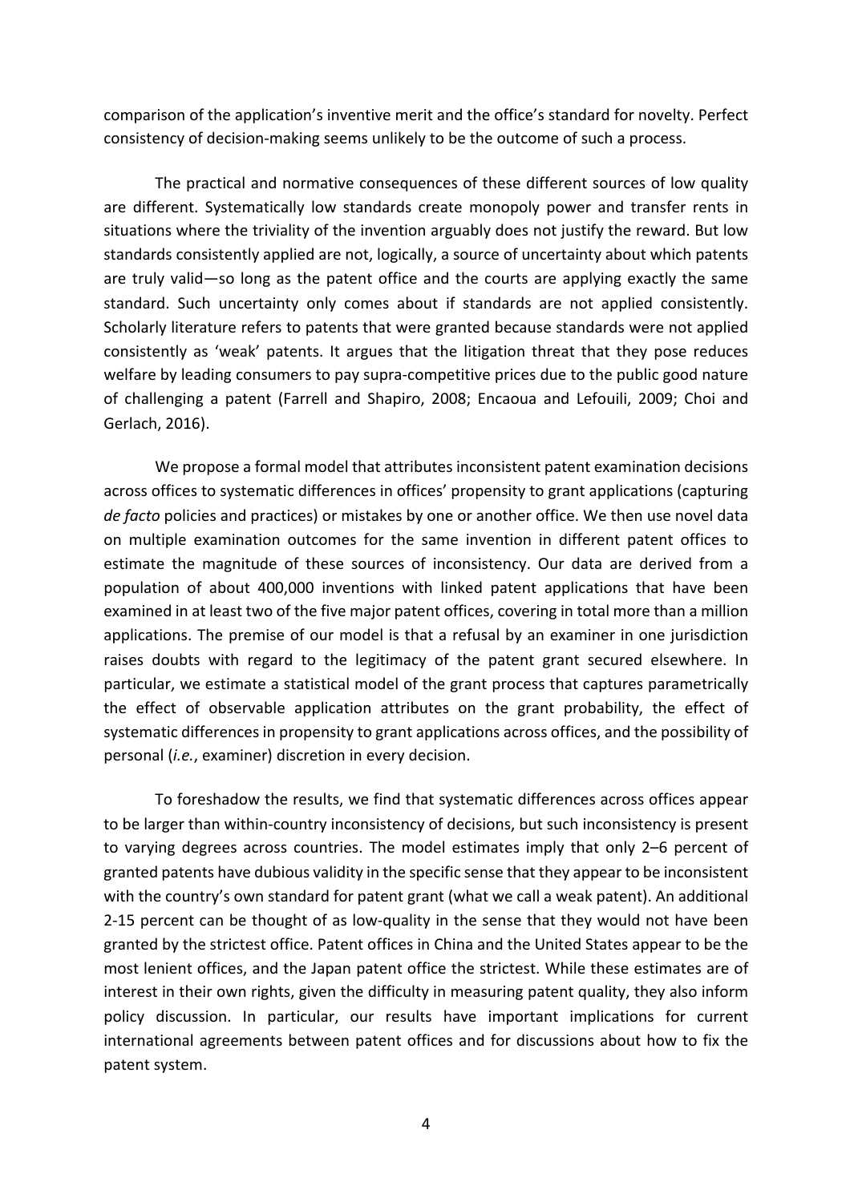comparison of the application's inventive merit and the office's standard for novelty. Perfect consistency of decision-making seems unlikely to be the outcome of such a process.

The practical and normative consequences of these different sources of low quality are different. Systematically low standards create monopoly power and transfer rents in situations where the triviality of the invention arguably does not justify the reward. But low standards consistently applied are not, logically, a source of uncertainty about which patents are truly valid—so long as the patent office and the courts are applying exactly the same standard. Such uncertainty only comes about if standards are not applied consistently. Scholarly literature refers to patents that were granted because standards were not applied consistently as 'weak' patents. It argues that the litigation threat that they pose reduces welfare by leading consumers to pay supra-competitive prices due to the public good nature of challenging a patent (Farrell and Shapiro, 2008; Encaoua and Lefouili, 2009; Choi and Gerlach, 2016).

We propose a formal model that attributes inconsistent patent examination decisions across offices to systematic differences in offices' propensity to grant applications (capturing *de facto* policies and practices) or mistakes by one or another office. We then use novel data on multiple examination outcomes for the same invention in different patent offices to estimate the magnitude of these sources of inconsistency. Our data are derived from a population of about 400,000 inventions with linked patent applications that have been examined in at least two of the five major patent offices, covering in total more than a million applications. The premise of our model is that a refusal by an examiner in one jurisdiction raises doubts with regard to the legitimacy of the patent grant secured elsewhere. In particular, we estimate a statistical model of the grant process that captures parametrically the effect of observable application attributes on the grant probability, the effect of systematic differences in propensity to grant applications across offices, and the possibility of personal (*i.e.*, examiner) discretion in every decision.

To foreshadow the results, we find that systematic differences across offices appear to be larger than within-country inconsistency of decisions, but such inconsistency is present to varying degrees across countries. The model estimates imply that only 2–6 percent of granted patents have dubious validity in the specific sense that they appear to be inconsistent with the country's own standard for patent grant (what we call a weak patent). An additional 2-15 percent can be thought of as low-quality in the sense that they would not have been granted by the strictest office. Patent offices in China and the United States appear to be the most lenient offices, and the Japan patent office the strictest. While these estimates are of interest in their own rights, given the difficulty in measuring patent quality, they also inform policy discussion. In particular, our results have important implications for current international agreements between patent offices and for discussions about how to fix the patent system.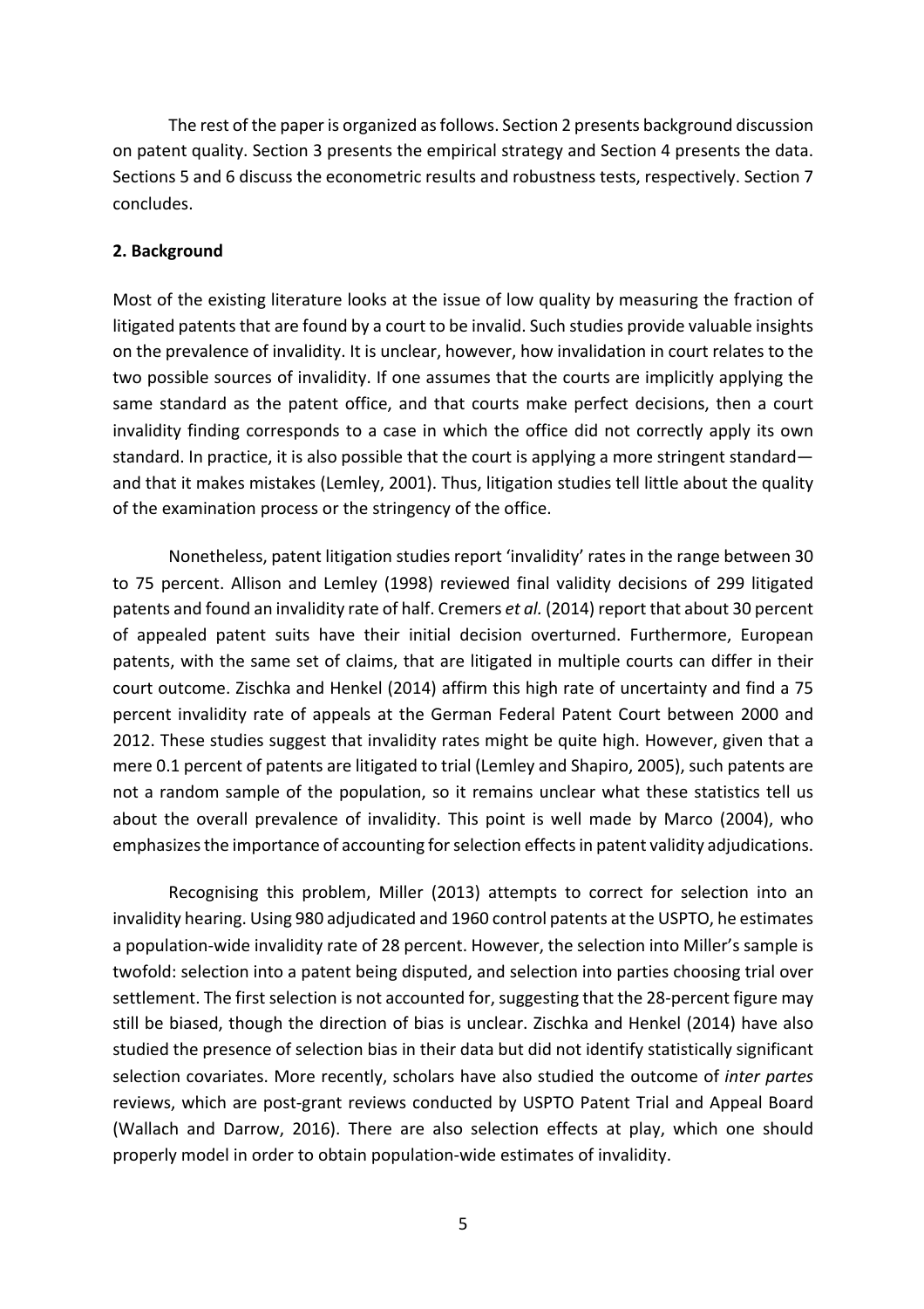The rest of the paper is organized as follows. Section 2 presents background discussion on patent quality. Section 3 presents the empirical strategy and Section 4 presents the data. Sections 5 and 6 discuss the econometric results and robustness tests, respectively. Section 7 concludes.

## 2. Background

Most of the existing literature looks at the issue of low quality by measuring the fraction of litigated patents that are found by a court to be invalid. Such studies provide valuable insights on the prevalence of invalidity. It is unclear, however, how invalidation in court relates to the two possible sources of invalidity. If one assumes that the courts are implicitly applying the same standard as the patent office, and that courts make perfect decisions, then a court invalidity finding corresponds to a case in which the office did not correctly apply its own standard. In practice, it is also possible that the court is applying a more stringent standard—and that it makes mistakes (Lemley, 2001). Thus, litigation studies tell little about the quality of the examination process or the stringency of the office.

Nonetheless, patent litigation studies report 'invalidity' rates in the range between 30 to 75 percent. Allison and Lemley (1998) reviewed final validity decisions of 299 litigated patents and found an invalidity rate of half. Cremers *et al.* (2014) report that about 30 percent of appealed patent suits have their initial decision overturned. Furthermore, European patents, with the same set of claims, that are litigated in multiple courts can differ in their court outcome. Zischka and Henkel (2014) affirm this high rate of uncertainty and find a 75 percent invalidity rate of appeals at the German Federal Patent Court between 2000 and 2012. These studies suggest that invalidity rates might be quite high. However, given that a mere 0.1 percent of patents are litigated to trial (Lemley and Shapiro, 2005), such patents are not a random sample of the population, so it remains unclear what these statistics tell us about the overall prevalence of invalidity. This point is well made by Marco (2004), who emphasizes the importance of accounting for selection effects in patent validity adjudications.

Recognising this problem, Miller (2013) attempts to correct for selection into an invalidity hearing. Using 980 adjudicated and 1960 control patents at the USPTO, he estimates a population-wide invalidity rate of 28 percent. However, the selection into Miller's sample is twofold: selection into a patent being disputed, and selection into parties choosing trial over settlement. The first selection is not accounted for, suggesting that the 28-percent figure may still be biased, though the direction of bias is unclear. Zischka and Henkel (2014) have also studied the presence of selection bias in their data but did not identify statistically significant selection covariates. More recently, scholars have also studied the outcome of *inter partes* reviews, which are post-grant reviews conducted by USPTO Patent Trial and Appeal Board (Wallach and Darrow, 2016). There are also selection effects at play, which one should properly model in order to obtain population-wide estimates of invalidity.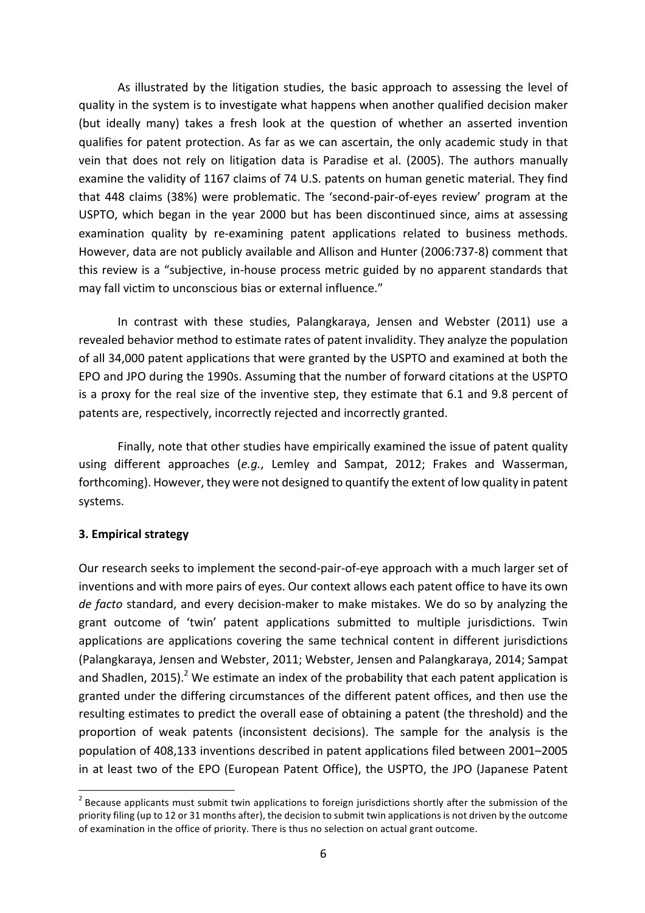As illustrated by the litigation studies, the basic approach to assessing the level of quality in the system is to investigate what happens when another qualified decision maker (but ideally many) takes a fresh look at the question of whether an asserted invention qualifies for patent protection. As far as we can ascertain, the only academic study in that vein that does not rely on litigation data is Paradise et al. (2005). The authors manually examine the validity of 1167 claims of 74 U.S. patents on human genetic material. They find that 448 claims (38%) were problematic. The 'second-pair-of-eyes review' program at the USPTO, which began in the year 2000 but has been discontinued since, aims at assessing examination quality by re-examining patent applications related to business methods. However, data are not publicly available and Allison and Hunter (2006:737-8) comment that this review is a "subjective, in-house process metric guided by no apparent standards that may fall victim to unconscious bias or external influence."

In contrast with these studies, Palangkaraya, Jensen and Webster (2011) use a revealed behavior method to estimate rates of patent invalidity. They analyze the population of all 34,000 patent applications that were granted by the USPTO and examined at both the EPO and JPO during the 1990s. Assuming that the number of forward citations at the USPTO is a proxy for the real size of the inventive step, they estimate that 6.1 and 9.8 percent of patents are, respectively, incorrectly rejected and incorrectly granted.

Finally, note that other studies have empirically examined the issue of patent quality using different approaches (*e.g.*, Lemley and Sampat, 2012; Frakes and Wasserman, forthcoming). However, they were not designed to quantify the extent of low quality in patent systems.

### 3. Empirical strategy

Our research seeks to implement the second-pair-of-eye approach with a much larger set of inventions and with more pairs of eyes. Our context allows each patent office to have its own *de facto* standard, and every decision-maker to make mistakes. We do so by analyzing the grant outcome of 'twin' patent applications submitted to multiple jurisdictions. Twin applications are applications covering the same technical content in different jurisdictions (Palangkaraya, Jensen and Webster, 2011; Webster, Jensen and Palangkaraya, 2014; Sampat and Shadlen, 2015).[2] We estimate an index of the probability that each patent application is granted under the differing circumstances of the different patent offices, and then use the resulting estimates to predict the overall ease of obtaining a patent (the threshold) and the proportion of weak patents (inconsistent decisions). The sample for the analysis is the population of 408,133 inventions described in patent applications filed between 2001–2005 in at least two of the EPO (European Patent Office), the USPTO, the JPO (Japanese Patent

[2] Because applicants must submit twin applications to foreign jurisdictions shortly after the submission of the priority filing (up to 12 or 31 months after), the decision to submit twin applications is not driven by the outcome of examination in the office of priority. There is thus no selection on actual grant outcome.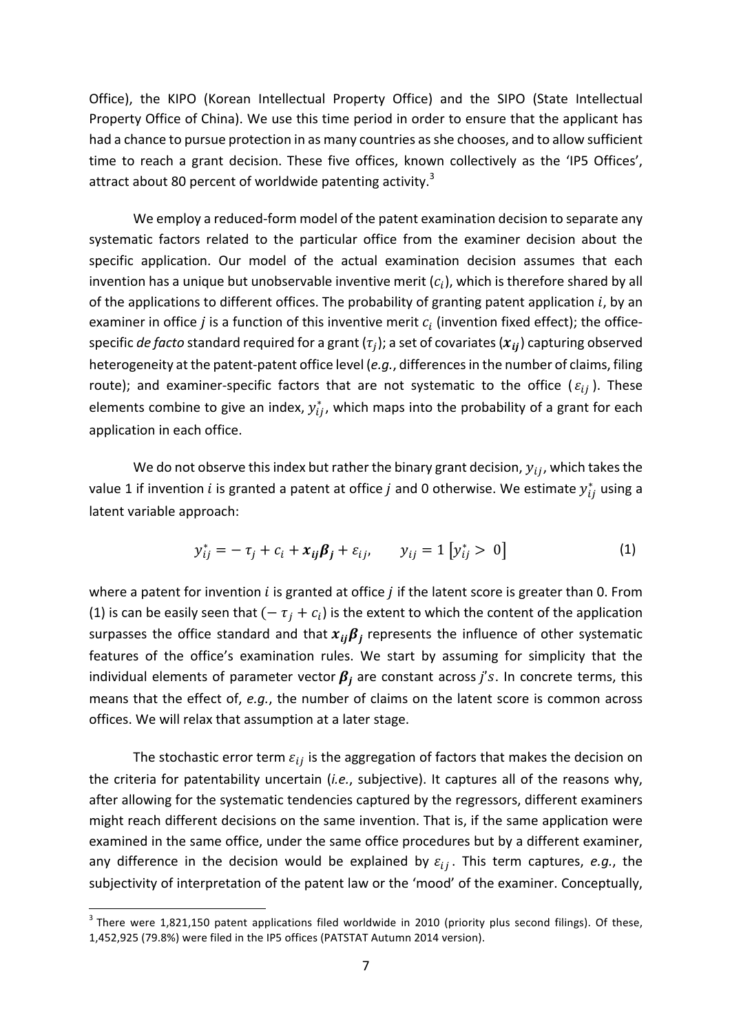Office), the KIPO (Korean Intellectual Property Office) and the SIPO (State Intellectual Property Office of China). We use this time period in order to ensure that the applicant has had a chance to pursue protection in as many countries as she chooses, and to allow sufficient time to reach a grant decision. These five offices, known collectively as the 'IP5 Offices', attract about 80 percent of worldwide patenting activity.[3]

We employ a reduced-form model of the patent examination decision to separate any systematic factors related to the particular office from the examiner decision about the specific application. Our model of the actual examination decision assumes that each invention has a unique but unobservable inventive merit ($c_i$), which is therefore shared by all of the applications to different offices. The probability of granting patent application $i$, by an examiner in office $j$ is a function of this inventive merit $c_i$ (invention fixed effect); the office-specific *de facto* standard required for a grant ($\tau_j$); a set of covariates ($\boldsymbol{x_{ij}}$) capturing observed heterogeneity at the patent-patent office level (*e.g.*, differences in the number of claims, filing route); and examiner-specific factors that are not systematic to the office ($\varepsilon_{ij}$). These elements combine to give an index, $y_{ij}^*$, which maps into the probability of a grant for each application in each office.

We do not observe this index but rather the binary grant decision, $y_{ij}$, which takes the value 1 if invention $i$ is granted a patent at office $j$ and 0 otherwise. We estimate $y_{ij}^*$ using a latent variable approach:

$$y_{ij}^* = -\tau_j + c_i + \boldsymbol{x_{ij}}\boldsymbol{\beta_j} + \varepsilon_{ij}, \qquad y_{ij} = 1\left[y_{ij}^* > 0\right] \tag{1}$$

where a patent for invention $i$ is granted at office $j$ if the latent score is greater than 0. From (1) is can be easily seen that $(-\tau_j + c_i)$ is the extent to which the content of the application surpasses the office standard and that $\boldsymbol{x_{ij}}\boldsymbol{\beta_j}$ represents the influence of other systematic features of the office's examination rules. We start by assuming for simplicity that the individual elements of parameter vector $\boldsymbol{\beta_j}$ are constant across $j$'s. In concrete terms, this means that the effect of, *e.g.*, the number of claims on the latent score is common across offices. We will relax that assumption at a later stage.

The stochastic error term $\varepsilon_{ij}$ is the aggregation of factors that makes the decision on the criteria for patentability uncertain (*i.e.*, subjective). It captures all of the reasons why, after allowing for the systematic tendencies captured by the regressors, different examiners might reach different decisions on the same invention. That is, if the same application were examined in the same office, under the same office procedures but by a different examiner, any difference in the decision would be explained by $\varepsilon_{ij}$. This term captures, *e.g.*, the subjectivity of interpretation of the patent law or the 'mood' of the examiner. Conceptually,

[3] There were 1,821,150 patent applications filed worldwide in 2010 (priority plus second filings). Of these, 1,452,925 (79.8%) were filed in the IP5 offices (PATSTAT Autumn 2014 version).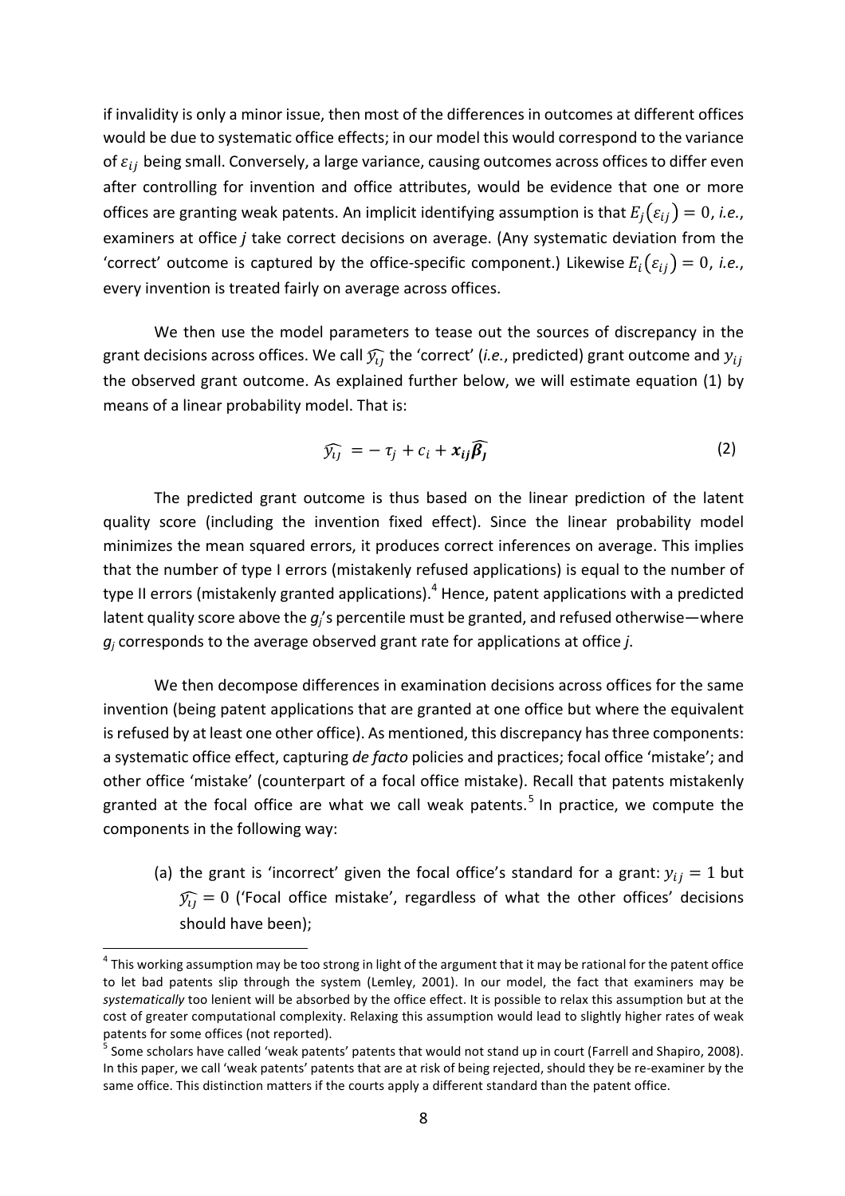if invalidity is only a minor issue, then most of the differences in outcomes at different offices would be due to systematic office effects; in our model this would correspond to the variance of $\varepsilon_{ij}$ being small. Conversely, a large variance, causing outcomes across offices to differ even after controlling for invention and office attributes, would be evidence that one or more offices are granting weak patents. An implicit identifying assumption is that $E_j(\varepsilon_{ij}) = 0$, *i.e.*, examiners at office *j* take correct decisions on average. (Any systematic deviation from the 'correct' outcome is captured by the office-specific component.) Likewise $E_i(\varepsilon_{ij}) = 0$, *i.e.*, every invention is treated fairly on average across offices.

We then use the model parameters to tease out the sources of discrepancy in the grant decisions across offices. We call $\widehat{y_{ij}}$ the 'correct' (*i.e.*, predicted) grant outcome and $y_{ij}$ the observed grant outcome. As explained further below, we will estimate equation (1) by means of a linear probability model. That is:

$$\widehat{y_{ij}} = -\tau_j + c_i + \boldsymbol{x_{ij}}\widehat{\boldsymbol{\beta_j}} \tag{2}$$

The predicted grant outcome is thus based on the linear prediction of the latent quality score (including the invention fixed effect). Since the linear probability model minimizes the mean squared errors, it produces correct inferences on average. This implies that the number of type I errors (mistakenly refused applications) is equal to the number of type II errors (mistakenly granted applications).[4] Hence, patent applications with a predicted latent quality score above the $g_j$'s percentile must be granted, and refused otherwise—where $g_j$ corresponds to the average observed grant rate for applications at office *j*.

We then decompose differences in examination decisions across offices for the same invention (being patent applications that are granted at one office but where the equivalent is refused by at least one other office). As mentioned, this discrepancy has three components: a systematic office effect, capturing *de facto* policies and practices; focal office 'mistake'; and other office 'mistake' (counterpart of a focal office mistake). Recall that patents mistakenly granted at the focal office are what we call weak patents.[5] In practice, we compute the components in the following way:

(a) the grant is 'incorrect' given the focal office's standard for a grant: $y_{ij} = 1$ but $\widehat{y_{ij}} = 0$ ('Focal office mistake', regardless of what the other offices' decisions should have been);

[4] This working assumption may be too strong in light of the argument that it may be rational for the patent office to let bad patents slip through the system (Lemley, 2001). In our model, the fact that examiners may be *systematically* too lenient will be absorbed by the office effect. It is possible to relax this assumption but at the cost of greater computational complexity. Relaxing this assumption would lead to slightly higher rates of weak patents for some offices (not reported).

[5] Some scholars have called 'weak patents' patents that would not stand up in court (Farrell and Shapiro, 2008). In this paper, we call 'weak patents' patents that are at risk of being rejected, should they be re-examiner by the same office. This distinction matters if the courts apply a different standard than the patent office.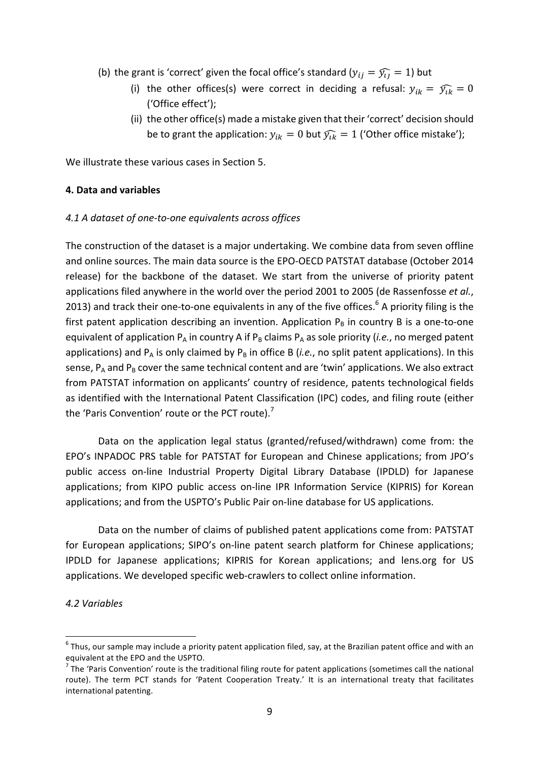(b) the grant is 'correct' given the focal office's standard ($y_{ij} = \widehat{y_{ij}} = 1$) but
   (i) the other offices(s) were correct in deciding a refusal: $y_{ik} = \widehat{y_{ik}} = 0$ ('Office effect');
   (ii) the other office(s) made a mistake given that their 'correct' decision should be to grant the application: $y_{ik} = 0$ but $\widehat{y_{ik}} = 1$ ('Other office mistake');

We illustrate these various cases in Section 5.

## 4. Data and variables

### *4.1 A dataset of one-to-one equivalents across offices*

The construction of the dataset is a major undertaking. We combine data from seven offline and online sources. The main data source is the EPO-OECD PATSTAT database (October 2014 release) for the backbone of the dataset. We start from the universe of priority patent applications filed anywhere in the world over the period 2001 to 2005 (de Rassenfosse *et al.*, 2013) and track their one-to-one equivalents in any of the five offices.[6] A priority filing is the first patent application describing an invention. Application $P_B$ in country B is a one-to-one equivalent of application $P_A$ in country A if $P_B$ claims $P_A$ as sole priority (*i.e.*, no merged patent applications) and $P_A$ is only claimed by $P_B$ in office B (*i.e.*, no split patent applications). In this sense, $P_A$ and $P_B$ cover the same technical content and are 'twin' applications. We also extract from PATSTAT information on applicants' country of residence, patents technological fields as identified with the International Patent Classification (IPC) codes, and filing route (either the 'Paris Convention' route or the PCT route).[7]

Data on the application legal status (granted/refused/withdrawn) come from: the EPO's INPADOC PRS table for PATSTAT for European and Chinese applications; from JPO's public access on-line Industrial Property Digital Library Database (IPDLD) for Japanese applications; from KIPO public access on-line IPR Information Service (KIPRIS) for Korean applications; and from the USPTO's Public Pair on-line database for US applications.

Data on the number of claims of published patent applications come from: PATSTAT for European applications; SIPO's on-line patent search platform for Chinese applications; IPDLD for Japanese applications; KIPRIS for Korean applications; and lens.org for US applications. We developed specific web-crawlers to collect online information.

### *4.2 Variables*

[6] Thus, our sample may include a priority patent application filed, say, at the Brazilian patent office and with an equivalent at the EPO and the USPTO.

[7] The 'Paris Convention' route is the traditional filing route for patent applications (sometimes call the national route). The term PCT stands for 'Patent Cooperation Treaty.' It is an international treaty that facilitates international patenting.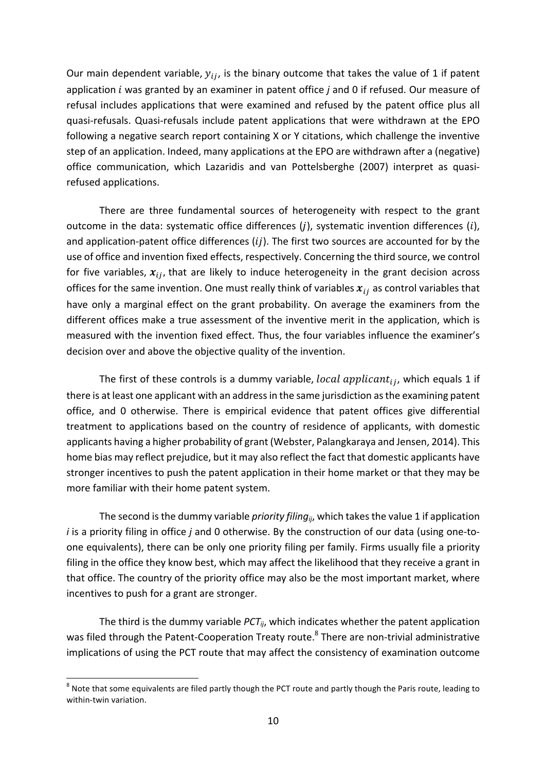Our main dependent variable, $y_{ij}$, is the binary outcome that takes the value of 1 if patent application $i$ was granted by an examiner in patent office $j$ and 0 if refused. Our measure of refusal includes applications that were examined and refused by the patent office plus all quasi-refusals. Quasi-refusals include patent applications that were withdrawn at the EPO following a negative search report containing X or Y citations, which challenge the inventive step of an application. Indeed, many applications at the EPO are withdrawn after a (negative) office communication, which Lazaridis and van Pottelsberghe (2007) interpret as quasi-refused applications.

There are three fundamental sources of heterogeneity with respect to the grant outcome in the data: systematic office differences ($j$), systematic invention differences ($i$), and application-patent office differences ($ij$). The first two sources are accounted for by the use of office and invention fixed effects, respectively. Concerning the third source, we control for five variables, $\boldsymbol{x}_{ij}$, that are likely to induce heterogeneity in the grant decision across offices for the same invention. One must really think of variables $\boldsymbol{x}_{ij}$ as control variables that have only a marginal effect on the grant probability. On average the examiners from the different offices make a true assessment of the inventive merit in the application, which is measured with the invention fixed effect. Thus, the four variables influence the examiner's decision over and above the objective quality of the invention.

The first of these controls is a dummy variable, $local\ applicant_{ij}$, which equals 1 if there is at least one applicant with an address in the same jurisdiction as the examining patent office, and 0 otherwise. There is empirical evidence that patent offices give differential treatment to applications based on the country of residence of applicants, with domestic applicants having a higher probability of grant (Webster, Palangkaraya and Jensen, 2014). This home bias may reflect prejudice, but it may also reflect the fact that domestic applicants have stronger incentives to push the patent application in their home market or that they may be more familiar with their home patent system.

The second is the dummy variable *priority filing*$_{ij}$, which takes the value 1 if application $i$ is a priority filing in office $j$ and 0 otherwise. By the construction of our data (using one-to-one equivalents), there can be only one priority filing per family. Firms usually file a priority filing in the office they know best, which may affect the likelihood that they receive a grant in that office. The country of the priority office may also be the most important market, where incentives to push for a grant are stronger.

The third is the dummy variable *PCT*$_{ij}$, which indicates whether the patent application was filed through the Patent-Cooperation Treaty route.[8] There are non-trivial administrative implications of using the PCT route that may affect the consistency of examination outcome

[8] Note that some equivalents are filed partly though the PCT route and partly though the Paris route, leading to within-twin variation.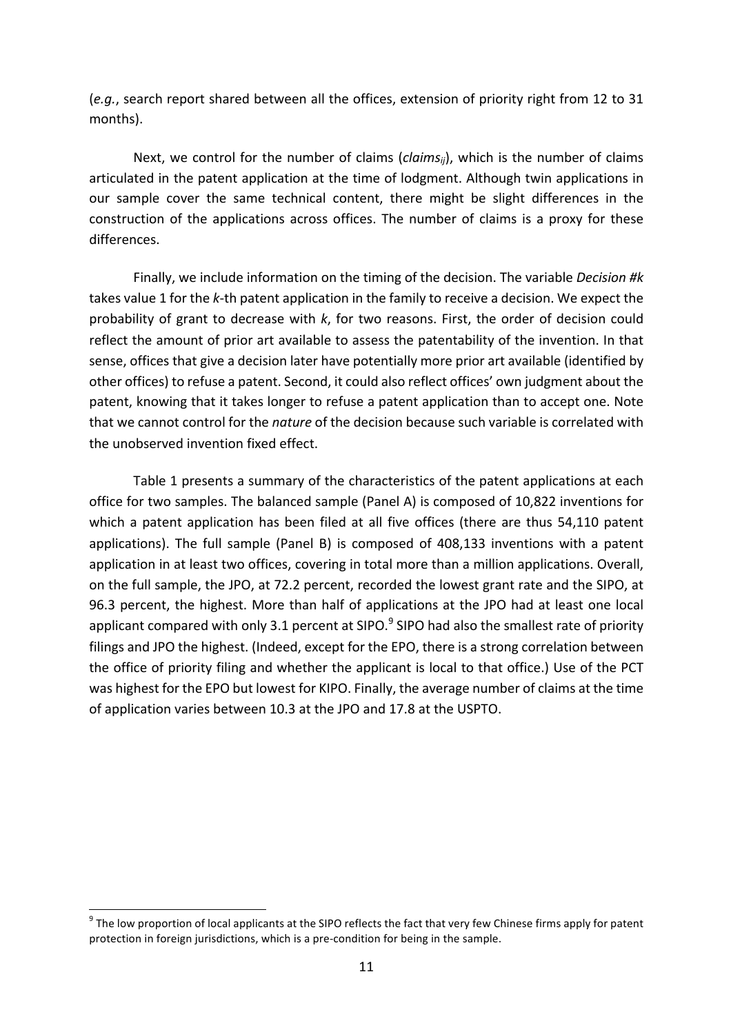(*e.g.*, search report shared between all the offices, extension of priority right from 12 to 31 months).

Next, we control for the number of claims ($claims_{ij}$), which is the number of claims articulated in the patent application at the time of lodgment. Although twin applications in our sample cover the same technical content, there might be slight differences in the construction of the applications across offices. The number of claims is a proxy for these differences.

Finally, we include information on the timing of the decision. The variable *Decision #k* takes value 1 for the *k*-th patent application in the family to receive a decision. We expect the probability of grant to decrease with *k*, for two reasons. First, the order of decision could reflect the amount of prior art available to assess the patentability of the invention. In that sense, offices that give a decision later have potentially more prior art available (identified by other offices) to refuse a patent. Second, it could also reflect offices' own judgment about the patent, knowing that it takes longer to refuse a patent application than to accept one. Note that we cannot control for the *nature* of the decision because such variable is correlated with the unobserved invention fixed effect.

Table 1 presents a summary of the characteristics of the patent applications at each office for two samples. The balanced sample (Panel A) is composed of 10,822 inventions for which a patent application has been filed at all five offices (there are thus 54,110 patent applications). The full sample (Panel B) is composed of 408,133 inventions with a patent application in at least two offices, covering in total more than a million applications. Overall, on the full sample, the JPO, at 72.2 percent, recorded the lowest grant rate and the SIPO, at 96.3 percent, the highest. More than half of applications at the JPO had at least one local applicant compared with only 3.1 percent at SIPO.[9] SIPO had also the smallest rate of priority filings and JPO the highest. (Indeed, except for the EPO, there is a strong correlation between the office of priority filing and whether the applicant is local to that office.) Use of the PCT was highest for the EPO but lowest for KIPO. Finally, the average number of claims at the time of application varies between 10.3 at the JPO and 17.8 at the USPTO.

[9] The low proportion of local applicants at the SIPO reflects the fact that very few Chinese firms apply for patent protection in foreign jurisdictions, which is a pre-condition for being in the sample.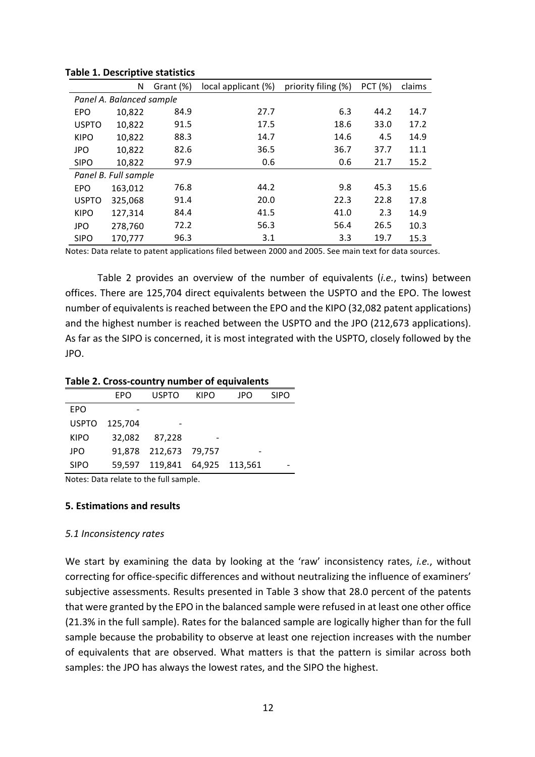**Table 1. Descriptive statistics**

| | N | Grant (%) | local applicant (%) | priority filing (%) | PCT (%) | claims |
|---|---|---|---|---|---|---|
| *Panel A. Balanced sample* | | | | | | |
| EPO | 10,822 | 84.9 | 27.7 | 6.3 | 44.2 | 14.7 |
| USPTO | 10,822 | 91.5 | 17.5 | 18.6 | 33.0 | 17.2 |
| KIPO | 10,822 | 88.3 | 14.7 | 14.6 | 4.5 | 14.9 |
| JPO | 10,822 | 82.6 | 36.5 | 36.7 | 37.7 | 11.1 |
| SIPO | 10,822 | 97.9 | 0.6 | 0.6 | 21.7 | 15.2 |
| *Panel B. Full sample* | | | | | | |
| EPO | 163,012 | 76.8 | 44.2 | 9.8 | 45.3 | 15.6 |
| USPTO | 325,068 | 91.4 | 20.0 | 22.3 | 22.8 | 17.8 |
| KIPO | 127,314 | 84.4 | 41.5 | 41.0 | 2.3 | 14.9 |
| JPO | 278,760 | 72.2 | 56.3 | 56.4 | 26.5 | 10.3 |
| SIPO | 170,777 | 96.3 | 3.1 | 3.3 | 19.7 | 15.3 |

Notes: Data relate to patent applications filed between 2000 and 2005. See main text for data sources.

Table 2 provides an overview of the number of equivalents (*i.e.*, twins) between offices. There are 125,704 direct equivalents between the USPTO and the EPO. The lowest number of equivalents is reached between the EPO and the KIPO (32,082 patent applications) and the highest number is reached between the USPTO and the JPO (212,673 applications). As far as the SIPO is concerned, it is most integrated with the USPTO, closely followed by the JPO.

**Table 2. Cross-country number of equivalents**

| | EPO | USPTO | KIPO | JPO | SIPO |
|---|---|---|---|---|---|
| EPO | - | | | | |
| USPTO | 125,704 | - | | | |
| KIPO | 32,082 | 87,228 | - | | |
| JPO | 91,878 | 212,673 | 79,757 | - | |
| SIPO | 59,597 | 119,841 | 64,925 | 113,561 | - |

Notes: Data relate to the full sample.

## 5. Estimations and results

### *5.1 Inconsistency rates*

We start by examining the data by looking at the 'raw' inconsistency rates, *i.e.*, without correcting for office-specific differences and without neutralizing the influence of examiners' subjective assessments. Results presented in Table 3 show that 28.0 percent of the patents that were granted by the EPO in the balanced sample were refused in at least one other office (21.3% in the full sample). Rates for the balanced sample are logically higher than for the full sample because the probability to observe at least one rejection increases with the number of equivalents that are observed. What matters is that the pattern is similar across both samples: the JPO has always the lowest rates, and the SIPO the highest.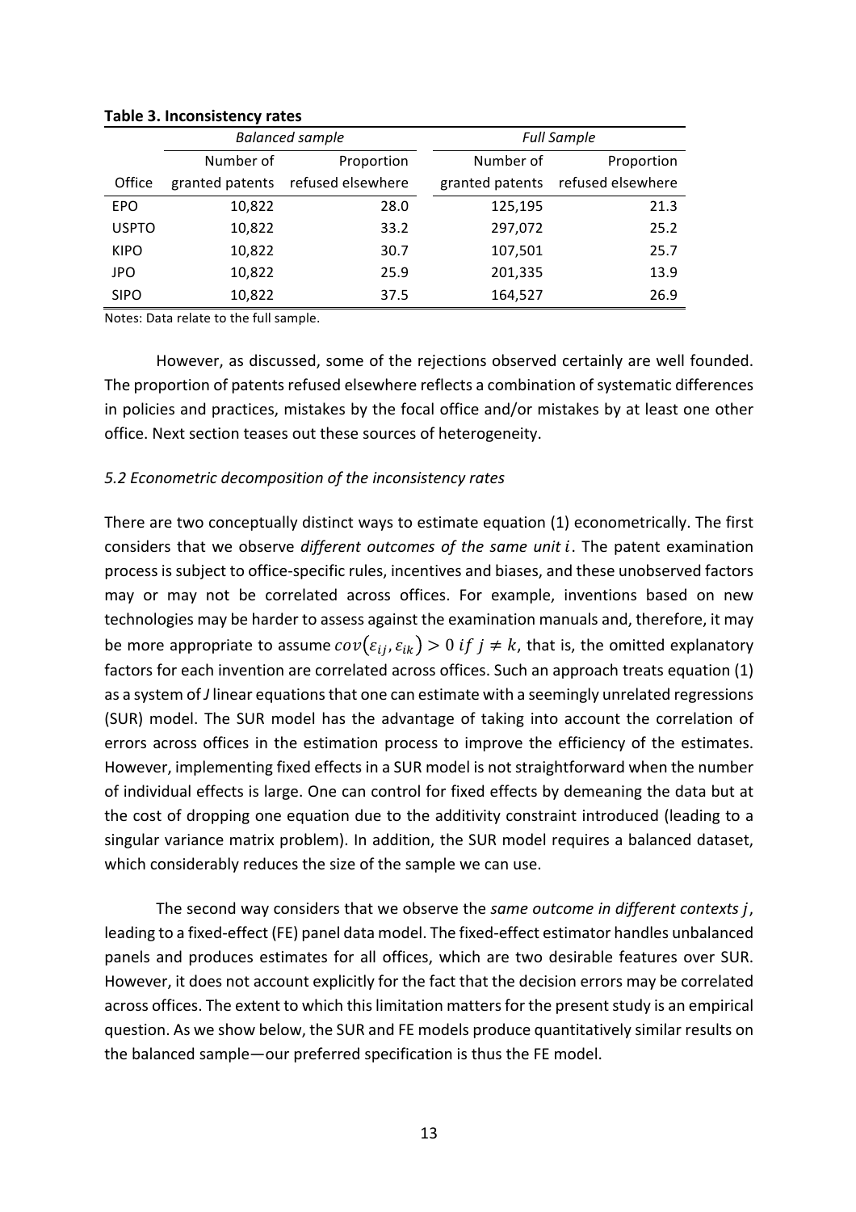**Table 3. Inconsistency rates**

| | *Balanced sample* | | *Full Sample* | |
|---|---|---|---|---|
| Office | Number of granted patents | Proportion refused elsewhere | Number of granted patents | Proportion refused elsewhere |
| EPO | 10,822 | 28.0 | 125,195 | 21.3 |
| USPTO | 10,822 | 33.2 | 297,072 | 25.2 |
| KIPO | 10,822 | 30.7 | 107,501 | 25.7 |
| JPO | 10,822 | 25.9 | 201,335 | 13.9 |
| SIPO | 10,822 | 37.5 | 164,527 | 26.9 |

Notes: Data relate to the full sample.

However, as discussed, some of the rejections observed certainly are well founded. The proportion of patents refused elsewhere reflects a combination of systematic differences in policies and practices, mistakes by the focal office and/or mistakes by at least one other office. Next section teases out these sources of heterogeneity.

### *5.2 Econometric decomposition of the inconsistency rates*

There are two conceptually distinct ways to estimate equation (1) econometrically. The first considers that we observe *different outcomes of the same unit $i$*. The patent examination process is subject to office-specific rules, incentives and biases, and these unobserved factors may or may not be correlated across offices. For example, inventions based on new technologies may be harder to assess against the examination manuals and, therefore, it may be more appropriate to assume $cov(\varepsilon_{ij}, \varepsilon_{ik}) > 0 \; if \; j \neq k$, that is, the omitted explanatory factors for each invention are correlated across offices. Such an approach treats equation (1) as a system of *J* linear equations that one can estimate with a seemingly unrelated regressions (SUR) model. The SUR model has the advantage of taking into account the correlation of errors across offices in the estimation process to improve the efficiency of the estimates. However, implementing fixed effects in a SUR model is not straightforward when the number of individual effects is large. One can control for fixed effects by demeaning the data but at the cost of dropping one equation due to the additivity constraint introduced (leading to a singular variance matrix problem). In addition, the SUR model requires a balanced dataset, which considerably reduces the size of the sample we can use.

The second way considers that we observe the *same outcome in different contexts $j$*, leading to a fixed-effect (FE) panel data model. The fixed-effect estimator handles unbalanced panels and produces estimates for all offices, which are two desirable features over SUR. However, it does not account explicitly for the fact that the decision errors may be correlated across offices. The extent to which this limitation matters for the present study is an empirical question. As we show below, the SUR and FE models produce quantitatively similar results on the balanced sample—our preferred specification is thus the FE model.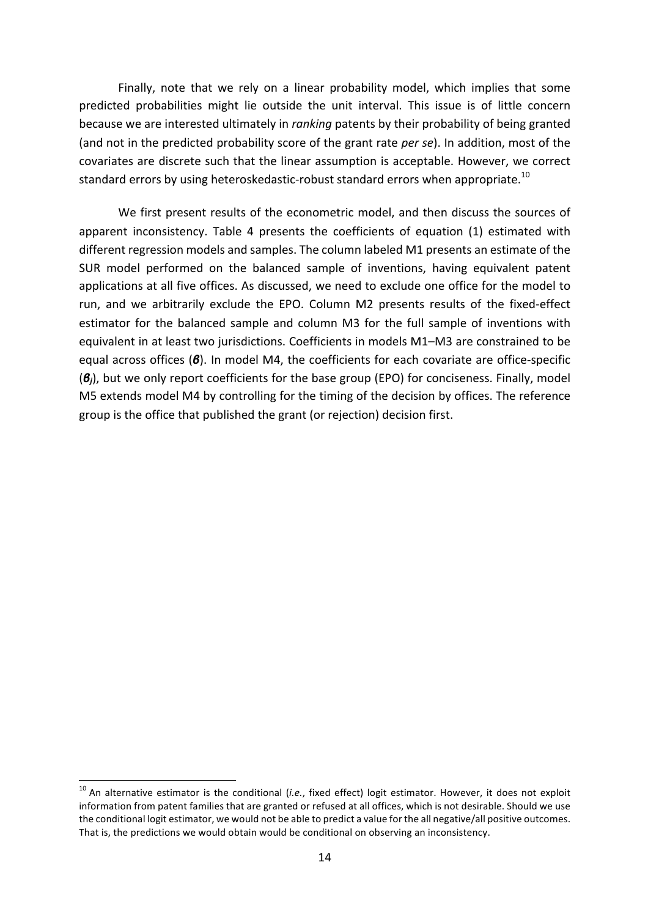Finally, note that we rely on a linear probability model, which implies that some predicted probabilities might lie outside the unit interval. This issue is of little concern because we are interested ultimately in *ranking* patents by their probability of being granted (and not in the predicted probability score of the grant rate *per se*). In addition, most of the covariates are discrete such that the linear assumption is acceptable. However, we correct standard errors by using heteroskedastic-robust standard errors when appropriate.[10]

We first present results of the econometric model, and then discuss the sources of apparent inconsistency. Table 4 presents the coefficients of equation (1) estimated with different regression models and samples. The column labeled M1 presents an estimate of the SUR model performed on the balanced sample of inventions, having equivalent patent applications at all five offices. As discussed, we need to exclude one office for the model to run, and we arbitrarily exclude the EPO. Column M2 presents results of the fixed-effect estimator for the balanced sample and column M3 for the full sample of inventions with equivalent in at least two jurisdictions. Coefficients in models M1–M3 are constrained to be equal across offices ($\boldsymbol{\beta}$). In model M4, the coefficients for each covariate are office-specific ($\boldsymbol{\beta}_j$), but we only report coefficients for the base group (EPO) for conciseness. Finally, model M5 extends model M4 by controlling for the timing of the decision by offices. The reference group is the office that published the grant (or rejection) decision first.

[10] An alternative estimator is the conditional (*i.e.*, fixed effect) logit estimator. However, it does not exploit information from patent families that are granted or refused at all offices, which is not desirable. Should we use the conditional logit estimator, we would not be able to predict a value for the all negative/all positive outcomes. That is, the predictions we would obtain would be conditional on observing an inconsistency.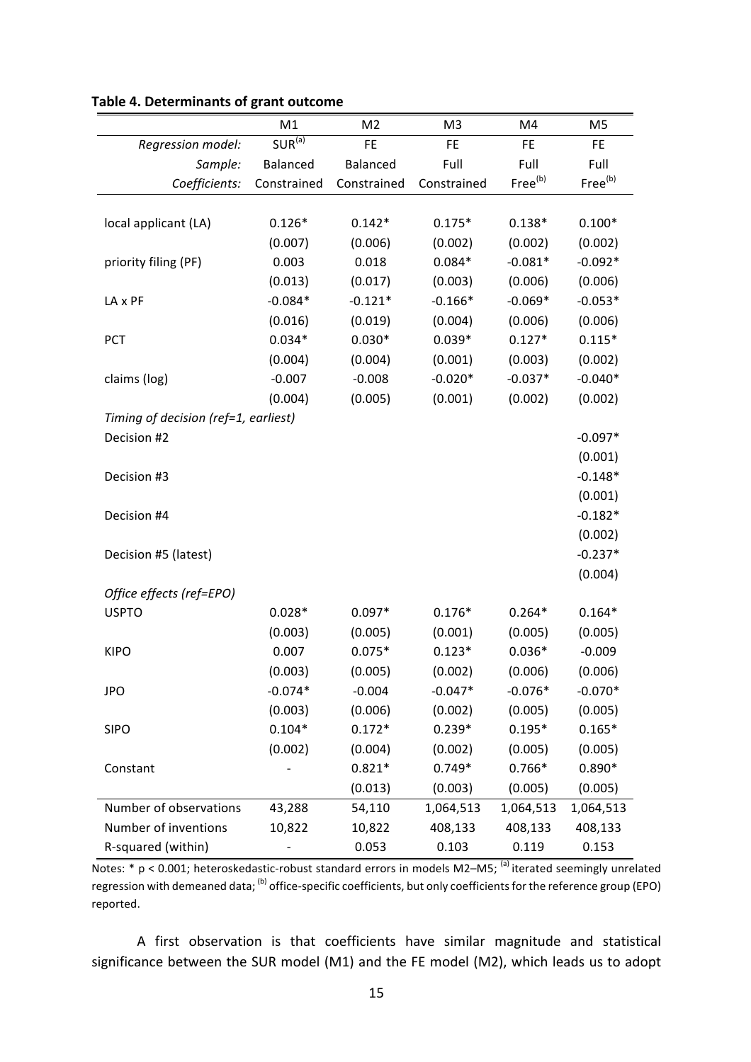**Table 4. Determinants of grant outcome**

| | M1 | M2 | M3 | M4 | M5 |
|---|---|---|---|---|---|
| *Regression model:* | SUR[(a)] | FE | FE | FE | FE |
| *Sample:* | Balanced | Balanced | Full | Full | Full |
| *Coefficients:* | Constrained | Constrained | Constrained | Free[(b)] | Free[(b)] |
| local applicant (LA) | 0.126* | 0.142* | 0.175* | 0.138* | 0.100* |
| | (0.007) | (0.006) | (0.002) | (0.002) | (0.002) |
| priority filing (PF) | 0.003 | 0.018 | 0.084* | -0.081* | -0.092* |
| | (0.013) | (0.017) | (0.003) | (0.006) | (0.006) |
| LA x PF | -0.084* | -0.121* | -0.166* | -0.069* | -0.053* |
| | (0.016) | (0.019) | (0.004) | (0.006) | (0.006) |
| PCT | 0.034* | 0.030* | 0.039* | 0.127* | 0.115* |
| | (0.004) | (0.004) | (0.001) | (0.003) | (0.002) |
| claims (log) | -0.007 | -0.008 | -0.020* | -0.037* | -0.040* |
| | (0.004) | (0.005) | (0.001) | (0.002) | (0.002) |
| *Timing of decision (ref=1, earliest)* | | | | | |
| Decision #2 | | | | | -0.097* |
| | | | | | (0.001) |
| Decision #3 | | | | | -0.148* |
| | | | | | (0.001) |
| Decision #4 | | | | | -0.182* |
| | | | | | (0.002) |
| Decision #5 (latest) | | | | | -0.237* |
| | | | | | (0.004) |
| *Office effects (ref=EPO)* | | | | | |
| USPTO | 0.028* | 0.097* | 0.176* | 0.264* | 0.164* |
| | (0.003) | (0.005) | (0.001) | (0.005) | (0.005) |
| KIPO | 0.007 | 0.075* | 0.123* | 0.036* | -0.009 |
| | (0.003) | (0.005) | (0.002) | (0.006) | (0.006) |
| JPO | -0.074* | -0.004 | -0.047* | -0.076* | -0.070* |
| | (0.003) | (0.006) | (0.002) | (0.005) | (0.005) |
| SIPO | 0.104* | 0.172* | 0.239* | 0.195* | 0.165* |
| | (0.002) | (0.004) | (0.002) | (0.005) | (0.005) |
| Constant | - | 0.821* | 0.749* | 0.766* | 0.890* |
| | | (0.013) | (0.003) | (0.005) | (0.005) |
| Number of observations | 43,288 | 54,110 | 1,064,513 | 1,064,513 | 1,064,513 |
| Number of inventions | 10,822 | 10,822 | 408,133 | 408,133 | 408,133 |
| R-squared (within) | - | 0.053 | 0.103 | 0.119 | 0.153 |

Notes: * $p < 0.001$; heteroskedastic-robust standard errors in models M2–M5; [(a)] iterated seemingly unrelated regression with demeaned data; [(b)] office-specific coefficients, but only coefficients for the reference group (EPO) reported.

A first observation is that coefficients have similar magnitude and statistical significance between the SUR model (M1) and the FE model (M2), which leads us to adopt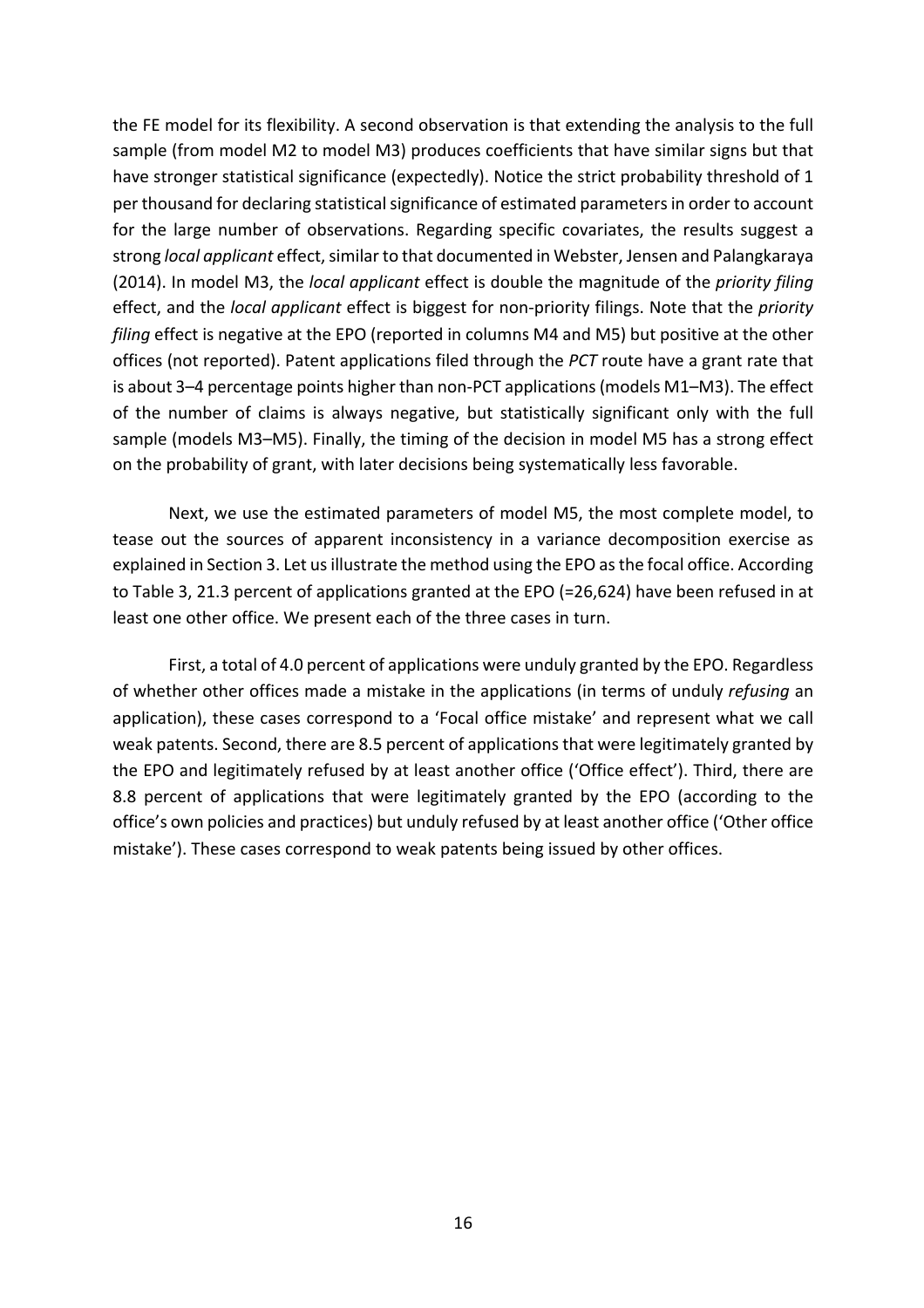the FE model for its flexibility. A second observation is that extending the analysis to the full sample (from model M2 to model M3) produces coefficients that have similar signs but that have stronger statistical significance (expectedly). Notice the strict probability threshold of 1 per thousand for declaring statistical significance of estimated parameters in order to account for the large number of observations. Regarding specific covariates, the results suggest a strong *local applicant* effect, similar to that documented in Webster, Jensen and Palangkaraya (2014). In model M3, the *local applicant* effect is double the magnitude of the *priority filing* effect, and the *local applicant* effect is biggest for non-priority filings. Note that the *priority filing* effect is negative at the EPO (reported in columns M4 and M5) but positive at the other offices (not reported). Patent applications filed through the *PCT* route have a grant rate that is about 3–4 percentage points higher than non-PCT applications (models M1–M3). The effect of the number of claims is always negative, but statistically significant only with the full sample (models M3–M5). Finally, the timing of the decision in model M5 has a strong effect on the probability of grant, with later decisions being systematically less favorable.

Next, we use the estimated parameters of model M5, the most complete model, to tease out the sources of apparent inconsistency in a variance decomposition exercise as explained in Section 3. Let us illustrate the method using the EPO as the focal office. According to Table 3, 21.3 percent of applications granted at the EPO (=26,624) have been refused in at least one other office. We present each of the three cases in turn.

First, a total of 4.0 percent of applications were unduly granted by the EPO. Regardless of whether other offices made a mistake in the applications (in terms of unduly *refusing* an application), these cases correspond to a 'Focal office mistake' and represent what we call weak patents. Second, there are 8.5 percent of applications that were legitimately granted by the EPO and legitimately refused by at least another office ('Office effect'). Third, there are 8.8 percent of applications that were legitimately granted by the EPO (according to the office's own policies and practices) but unduly refused by at least another office ('Other office mistake'). These cases correspond to weak patents being issued by other offices.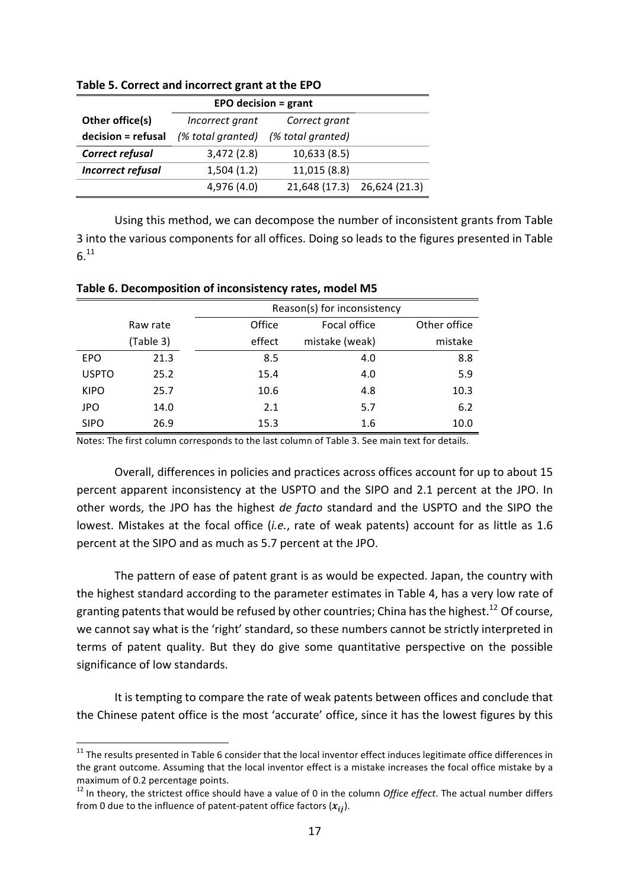**Table 5. Correct and incorrect grant at the EPO**

| | EPO decision = grant | | |
|---|---|---|---|
| **Other office(s) decision = refusal** | *Incorrect grant (% total granted)* | *Correct grant (% total granted)* | |
| ***Correct refusal*** | 3,472 (2.8) | 10,633 (8.5) | |
| ***Incorrect refusal*** | 1,504 (1.2) | 11,015 (8.8) | |
| | 4,976 (4.0) | 21,648 (17.3) | 26,624 (21.3) |

Using this method, we can decompose the number of inconsistent grants from Table 3 into the various components for all offices. Doing so leads to the figures presented in Table 6.[11]

**Table 6. Decomposition of inconsistency rates, model M5**

| | Raw rate (Table 3) | Reason(s) for inconsistency: Office effect | Focal office mistake (weak) | Other office mistake |
|---|---|---|---|---|
| EPO | 21.3 | 8.5 | 4.0 | 8.8 |
| USPTO | 25.2 | 15.4 | 4.0 | 5.9 |
| KIPO | 25.7 | 10.6 | 4.8 | 10.3 |
| JPO | 14.0 | 2.1 | 5.7 | 6.2 |
| SIPO | 26.9 | 15.3 | 1.6 | 10.0 |

Notes: The first column corresponds to the last column of Table 3. See main text for details.

Overall, differences in policies and practices across offices account for up to about 15 percent apparent inconsistency at the USPTO and the SIPO and 2.1 percent at the JPO. In other words, the JPO has the highest *de facto* standard and the USPTO and the SIPO the lowest. Mistakes at the focal office (*i.e.*, rate of weak patents) account for as little as 1.6 percent at the SIPO and as much as 5.7 percent at the JPO.

The pattern of ease of patent grant is as would be expected. Japan, the country with the highest standard according to the parameter estimates in Table 4, has a very low rate of granting patents that would be refused by other countries; China has the highest.[12] Of course, we cannot say what is the 'right' standard, so these numbers cannot be strictly interpreted in terms of patent quality. But they do give some quantitative perspective on the possible significance of low standards.

It is tempting to compare the rate of weak patents between offices and conclude that the Chinese patent office is the most 'accurate' office, since it has the lowest figures by this

[11] The results presented in Table 6 consider that the local inventor effect induces legitimate office differences in the grant outcome. Assuming that the local inventor effect is a mistake increases the focal office mistake by a maximum of 0.2 percentage points.

[12] In theory, the strictest office should have a value of 0 in the column *Office effect*. The actual number differs from 0 due to the influence of patent-patent office factors ($x_{ij}$).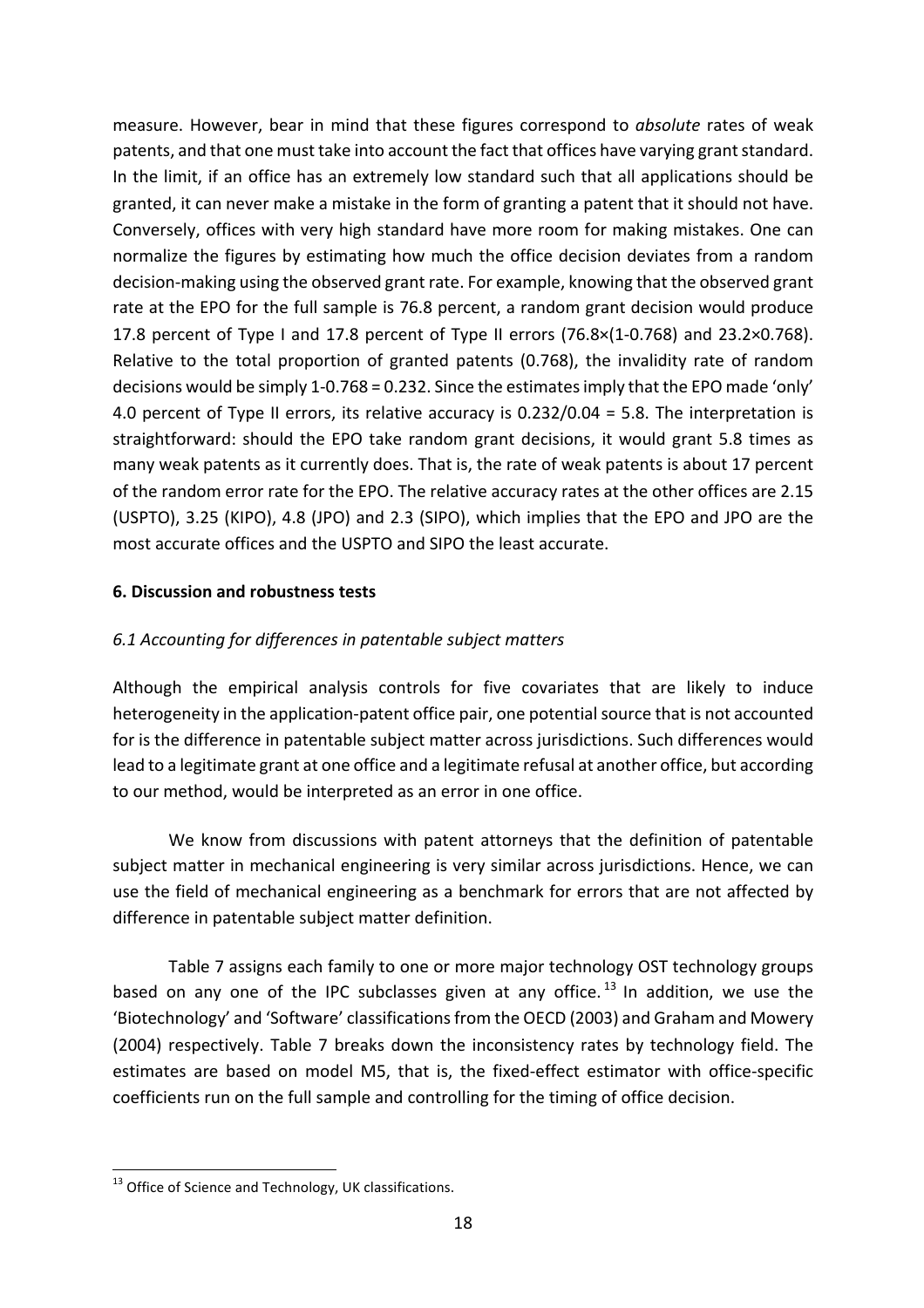measure. However, bear in mind that these figures correspond to *absolute* rates of weak patents, and that one must take into account the fact that offices have varying grant standard. In the limit, if an office has an extremely low standard such that all applications should be granted, it can never make a mistake in the form of granting a patent that it should not have. Conversely, offices with very high standard have more room for making mistakes. One can normalize the figures by estimating how much the office decision deviates from a random decision-making using the observed grant rate. For example, knowing that the observed grant rate at the EPO for the full sample is 76.8 percent, a random grant decision would produce 17.8 percent of Type I and 17.8 percent of Type II errors ($76.8 \times (1-0.768)$ and $23.2 \times 0.768$). Relative to the total proportion of granted patents (0.768), the invalidity rate of random decisions would be simply $1-0.768 = 0.232$. Since the estimates imply that the EPO made 'only' 4.0 percent of Type II errors, its relative accuracy is $0.232/0.04 = 5.8$. The interpretation is straightforward: should the EPO take random grant decisions, it would grant 5.8 times as many weak patents as it currently does. That is, the rate of weak patents is about 17 percent of the random error rate for the EPO. The relative accuracy rates at the other offices are 2.15 (USPTO), 3.25 (KIPO), 4.8 (JPO) and 2.3 (SIPO), which implies that the EPO and JPO are the most accurate offices and the USPTO and SIPO the least accurate.

## 6. Discussion and robustness tests

### *6.1 Accounting for differences in patentable subject matters*

Although the empirical analysis controls for five covariates that are likely to induce heterogeneity in the application-patent office pair, one potential source that is not accounted for is the difference in patentable subject matter across jurisdictions. Such differences would lead to a legitimate grant at one office and a legitimate refusal at another office, but according to our method, would be interpreted as an error in one office.

We know from discussions with patent attorneys that the definition of patentable subject matter in mechanical engineering is very similar across jurisdictions. Hence, we can use the field of mechanical engineering as a benchmark for errors that are not affected by difference in patentable subject matter definition.

Table 7 assigns each family to one or more major technology OST technology groups based on any one of the IPC subclasses given at any office.[13] In addition, we use the 'Biotechnology' and 'Software' classifications from the OECD (2003) and Graham and Mowery (2004) respectively. Table 7 breaks down the inconsistency rates by technology field. The estimates are based on model M5, that is, the fixed-effect estimator with office-specific coefficients run on the full sample and controlling for the timing of office decision.

[13] Office of Science and Technology, UK classifications.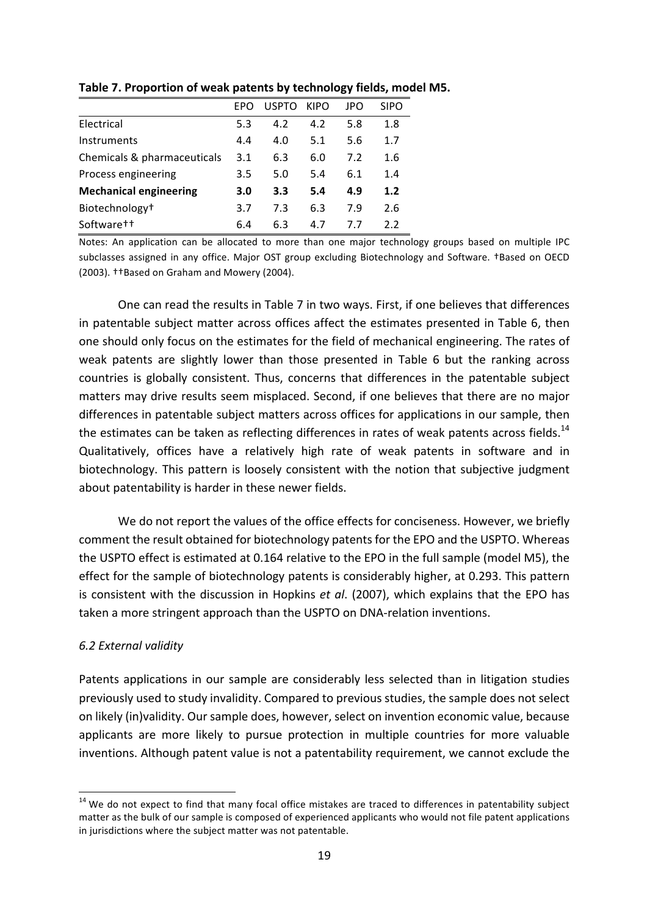**Table 7. Proportion of weak patents by technology fields, model M5.**

| | EPO | USPTO | KIPO | JPO | SIPO |
|---|---|---|---|---|---|
| Electrical | 5.3 | 4.2 | 4.2 | 5.8 | 1.8 |
| Instruments | 4.4 | 4.0 | 5.1 | 5.6 | 1.7 |
| Chemicals & pharmaceuticals | 3.1 | 6.3 | 6.0 | 7.2 | 1.6 |
| Process engineering | 3.5 | 5.0 | 5.4 | 6.1 | 1.4 |
| **Mechanical engineering** | **3.0** | **3.3** | **5.4** | **4.9** | **1.2** |
| Biotechnology† | 3.7 | 7.3 | 6.3 | 7.9 | 2.6 |
| Software†† | 6.4 | 6.3 | 4.7 | 7.7 | 2.2 |

Notes: An application can be allocated to more than one major technology groups based on multiple IPC subclasses assigned in any office. Major OST group excluding Biotechnology and Software. †Based on OECD (2003). ††Based on Graham and Mowery (2004).

One can read the results in Table 7 in two ways. First, if one believes that differences in patentable subject matter across offices affect the estimates presented in Table 6, then one should only focus on the estimates for the field of mechanical engineering. The rates of weak patents are slightly lower than those presented in Table 6 but the ranking across countries is globally consistent. Thus, concerns that differences in the patentable subject matters may drive results seem misplaced. Second, if one believes that there are no major differences in patentable subject matters across offices for applications in our sample, then the estimates can be taken as reflecting differences in rates of weak patents across fields.[14] Qualitatively, offices have a relatively high rate of weak patents in software and in biotechnology. This pattern is loosely consistent with the notion that subjective judgment about patentability is harder in these newer fields.

We do not report the values of the office effects for conciseness. However, we briefly comment the result obtained for biotechnology patents for the EPO and the USPTO. Whereas the USPTO effect is estimated at 0.164 relative to the EPO in the full sample (model M5), the effect for the sample of biotechnology patents is considerably higher, at 0.293. This pattern is consistent with the discussion in Hopkins *et al*. (2007), which explains that the EPO has taken a more stringent approach than the USPTO on DNA-relation inventions.

### *6.2 External validity*

Patents applications in our sample are considerably less selected than in litigation studies previously used to study invalidity. Compared to previous studies, the sample does not select on likely (in)validity. Our sample does, however, select on invention economic value, because applicants are more likely to pursue protection in multiple countries for more valuable inventions. Although patent value is not a patentability requirement, we cannot exclude the

[14] We do not expect to find that many focal office mistakes are traced to differences in patentability subject matter as the bulk of our sample is composed of experienced applicants who would not file patent applications in jurisdictions where the subject matter was not patentable.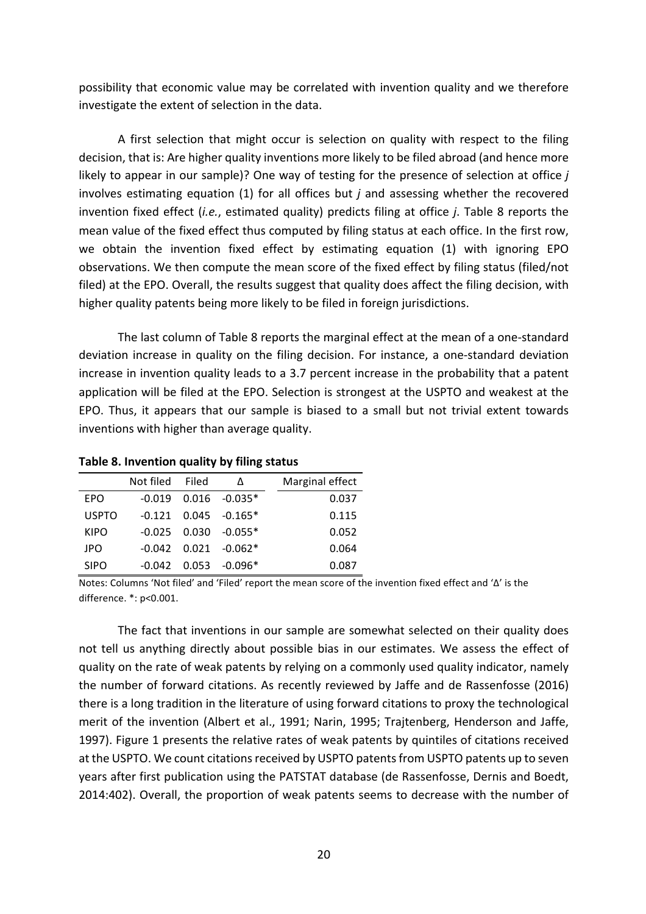possibility that economic value may be correlated with invention quality and we therefore investigate the extent of selection in the data.

A first selection that might occur is selection on quality with respect to the filing decision, that is: Are higher quality inventions more likely to be filed abroad (and hence more likely to appear in our sample)? One way of testing for the presence of selection at office *j* involves estimating equation (1) for all offices but *j* and assessing whether the recovered invention fixed effect (*i.e.*, estimated quality) predicts filing at office *j*. Table 8 reports the mean value of the fixed effect thus computed by filing status at each office. In the first row, we obtain the invention fixed effect by estimating equation (1) with ignoring EPO observations. We then compute the mean score of the fixed effect by filing status (filed/not filed) at the EPO. Overall, the results suggest that quality does affect the filing decision, with higher quality patents being more likely to be filed in foreign jurisdictions.

The last column of Table 8 reports the marginal effect at the mean of a one-standard deviation increase in quality on the filing decision. For instance, a one-standard deviation increase in invention quality leads to a 3.7 percent increase in the probability that a patent application will be filed at the EPO. Selection is strongest at the USPTO and weakest at the EPO. Thus, it appears that our sample is biased to a small but not trivial extent towards inventions with higher than average quality.

**Table 8. Invention quality by filing status**

| | Not filed | Filed | Δ | Marginal effect |
|---|---|---|---|---|
| EPO | -0.019 | 0.016 | -0.035* | 0.037 |
| USPTO | -0.121 | 0.045 | -0.165* | 0.115 |
| KIPO | -0.025 | 0.030 | -0.055* | 0.052 |
| JPO | -0.042 | 0.021 | -0.062* | 0.064 |
| SIPO | -0.042 | 0.053 | -0.096* | 0.087 |

Notes: Columns 'Not filed' and 'Filed' report the mean score of the invention fixed effect and 'Δ' is the difference. *: p<0.001.

The fact that inventions in our sample are somewhat selected on their quality does not tell us anything directly about possible bias in our estimates. We assess the effect of quality on the rate of weak patents by relying on a commonly used quality indicator, namely the number of forward citations. As recently reviewed by Jaffe and de Rassenfosse (2016) there is a long tradition in the literature of using forward citations to proxy the technological merit of the invention (Albert et al., 1991; Narin, 1995; Trajtenberg, Henderson and Jaffe, 1997). Figure 1 presents the relative rates of weak patents by quintiles of citations received at the USPTO. We count citations received by USPTO patents from USPTO patents up to seven years after first publication using the PATSTAT database (de Rassenfosse, Dernis and Boedt, 2014:402). Overall, the proportion of weak patents seems to decrease with the number of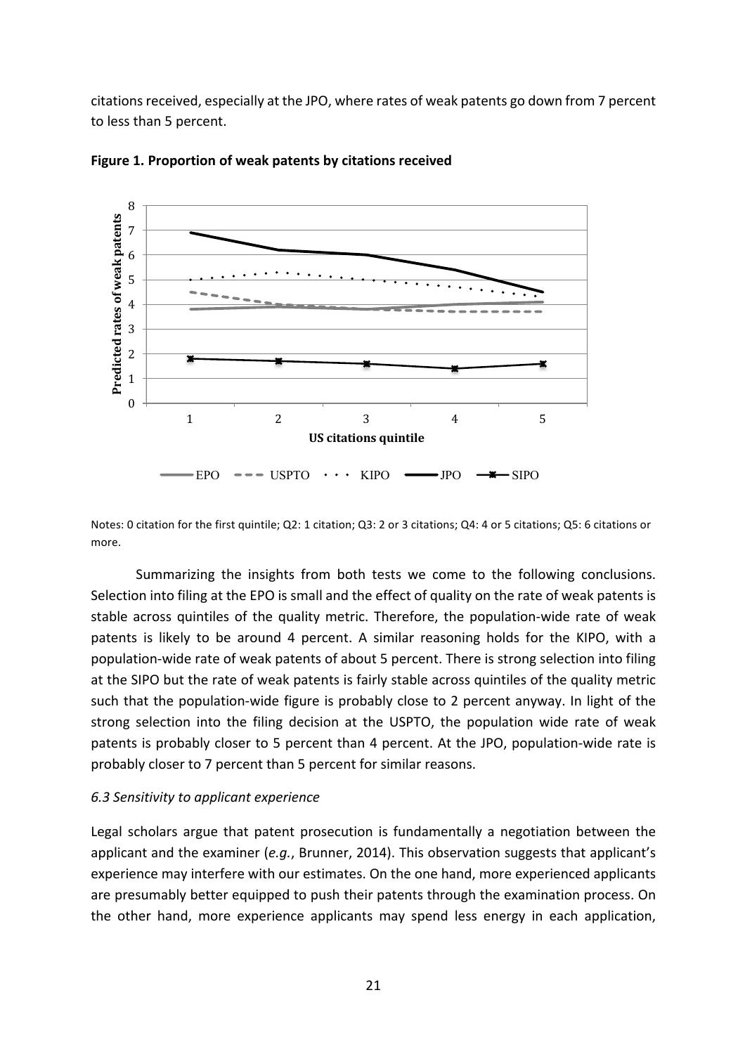citations received, especially at the JPO, where rates of weak patents go down from 7 percent to less than 5 percent.

**Figure 1. Proportion of weak patents by citations received**

Notes: 0 citation for the first quintile; Q2: 1 citation; Q3: 2 or 3 citations; Q4: 4 or 5 citations; Q5: 6 citations or more.

Summarizing the insights from both tests we come to the following conclusions. Selection into filing at the EPO is small and the effect of quality on the rate of weak patents is stable across quintiles of the quality metric. Therefore, the population-wide rate of weak patents is likely to be around 4 percent. A similar reasoning holds for the KIPO, with a population-wide rate of weak patents of about 5 percent. There is strong selection into filing at the SIPO but the rate of weak patents is fairly stable across quintiles of the quality metric such that the population-wide figure is probably close to 2 percent anyway. In light of the strong selection into the filing decision at the USPTO, the population wide rate of weak patents is probably closer to 5 percent than 4 percent. At the JPO, population-wide rate is probably closer to 7 percent than 5 percent for similar reasons.

### *6.3 Sensitivity to applicant experience*

Legal scholars argue that patent prosecution is fundamentally a negotiation between the applicant and the examiner (*e.g.*, Brunner, 2014). This observation suggests that applicant's experience may interfere with our estimates. On the one hand, more experienced applicants are presumably better equipped to push their patents through the examination process. On the other hand, more experience applicants may spend less energy in each application,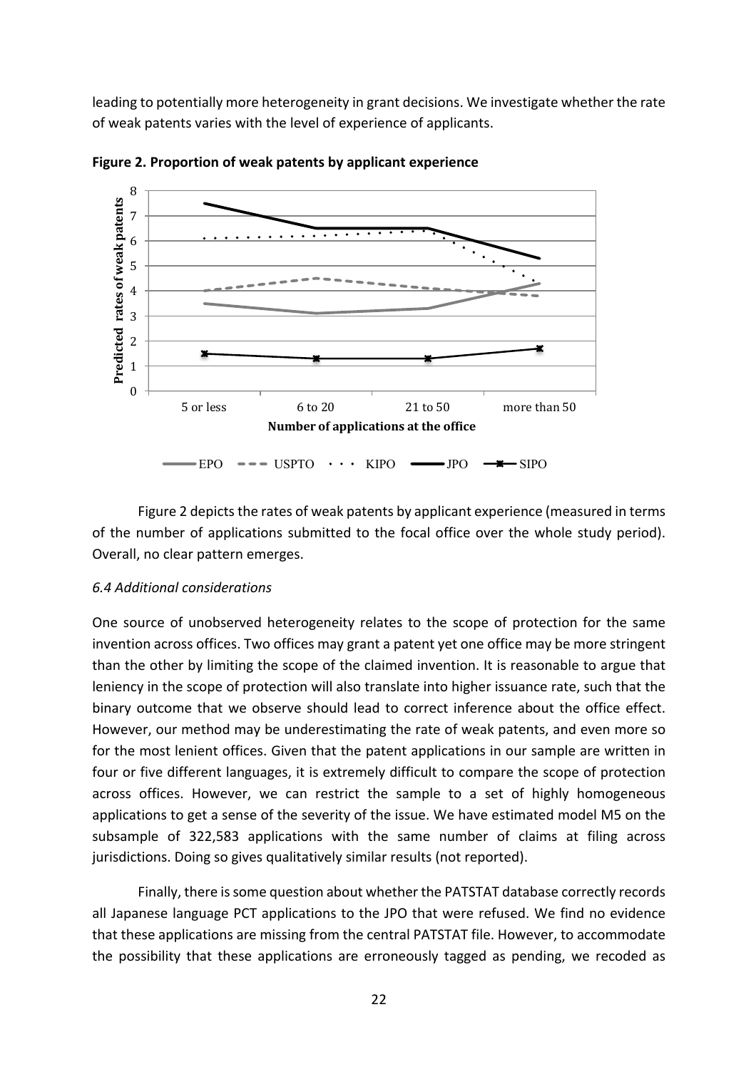leading to potentially more heterogeneity in grant decisions. We investigate whether the rate of weak patents varies with the level of experience of applicants.

**Figure 2. Proportion of weak patents by applicant experience**

Figure 2 depicts the rates of weak patents by applicant experience (measured in terms of the number of applications submitted to the focal office over the whole study period). Overall, no clear pattern emerges.

*6.4 Additional considerations*

One source of unobserved heterogeneity relates to the scope of protection for the same invention across offices. Two offices may grant a patent yet one office may be more stringent than the other by limiting the scope of the claimed invention. It is reasonable to argue that leniency in the scope of protection will also translate into higher issuance rate, such that the binary outcome that we observe should lead to correct inference about the office effect. However, our method may be underestimating the rate of weak patents, and even more so for the most lenient offices. Given that the patent applications in our sample are written in four or five different languages, it is extremely difficult to compare the scope of protection across offices. However, we can restrict the sample to a set of highly homogeneous applications to get a sense of the severity of the issue. We have estimated model M5 on the subsample of 322,583 applications with the same number of claims at filing across jurisdictions. Doing so gives qualitatively similar results (not reported).

Finally, there is some question about whether the PATSTAT database correctly records all Japanese language PCT applications to the JPO that were refused. We find no evidence that these applications are missing from the central PATSTAT file. However, to accommodate the possibility that these applications are erroneously tagged as pending, we recoded as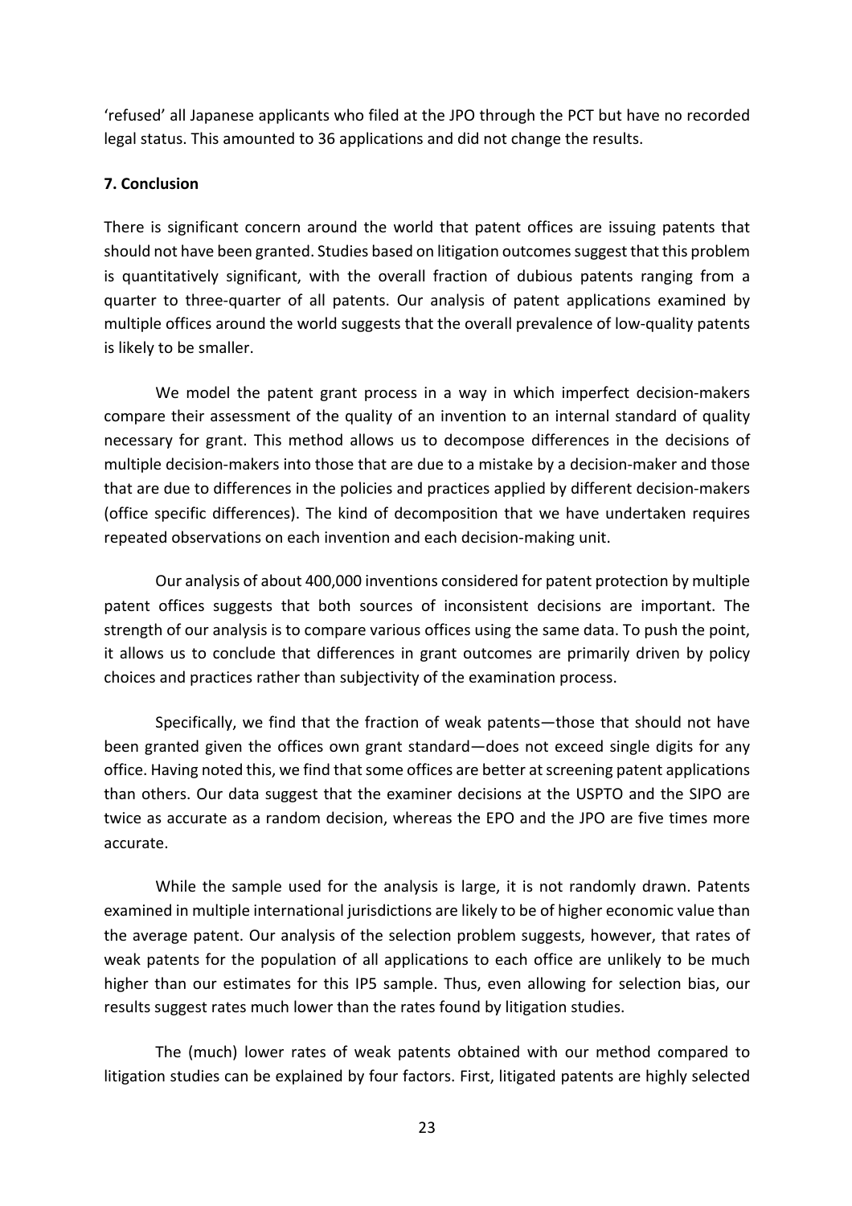'refused' all Japanese applicants who filed at the JPO through the PCT but have no recorded legal status. This amounted to 36 applications and did not change the results.

## 7. Conclusion

There is significant concern around the world that patent offices are issuing patents that should not have been granted. Studies based on litigation outcomes suggest that this problem is quantitatively significant, with the overall fraction of dubious patents ranging from a quarter to three-quarter of all patents. Our analysis of patent applications examined by multiple offices around the world suggests that the overall prevalence of low-quality patents is likely to be smaller.

We model the patent grant process in a way in which imperfect decision-makers compare their assessment of the quality of an invention to an internal standard of quality necessary for grant. This method allows us to decompose differences in the decisions of multiple decision-makers into those that are due to a mistake by a decision-maker and those that are due to differences in the policies and practices applied by different decision-makers (office specific differences). The kind of decomposition that we have undertaken requires repeated observations on each invention and each decision-making unit.

Our analysis of about 400,000 inventions considered for patent protection by multiple patent offices suggests that both sources of inconsistent decisions are important. The strength of our analysis is to compare various offices using the same data. To push the point, it allows us to conclude that differences in grant outcomes are primarily driven by policy choices and practices rather than subjectivity of the examination process.

Specifically, we find that the fraction of weak patents—those that should not have been granted given the offices own grant standard—does not exceed single digits for any office. Having noted this, we find that some offices are better at screening patent applications than others. Our data suggest that the examiner decisions at the USPTO and the SIPO are twice as accurate as a random decision, whereas the EPO and the JPO are five times more accurate.

While the sample used for the analysis is large, it is not randomly drawn. Patents examined in multiple international jurisdictions are likely to be of higher economic value than the average patent. Our analysis of the selection problem suggests, however, that rates of weak patents for the population of all applications to each office are unlikely to be much higher than our estimates for this IP5 sample. Thus, even allowing for selection bias, our results suggest rates much lower than the rates found by litigation studies.

The (much) lower rates of weak patents obtained with our method compared to litigation studies can be explained by four factors. First, litigated patents are highly selected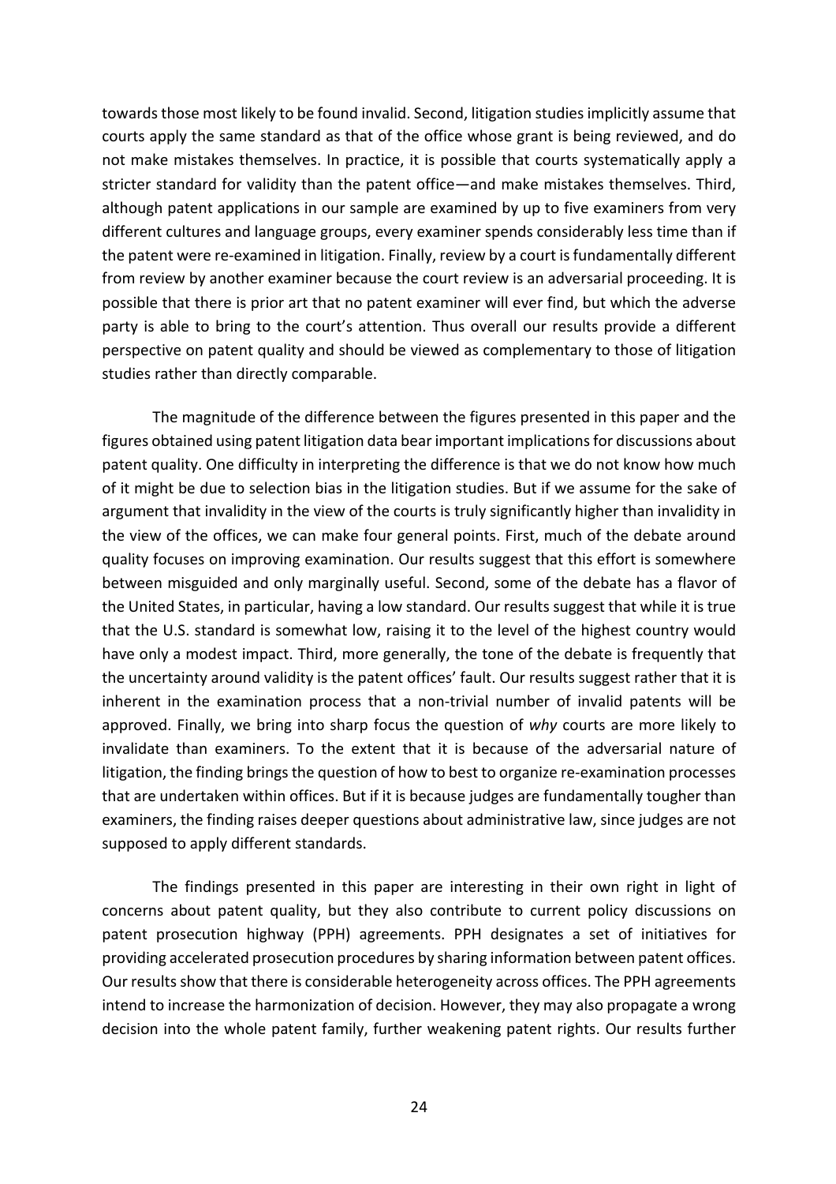towards those most likely to be found invalid. Second, litigation studies implicitly assume that courts apply the same standard as that of the office whose grant is being reviewed, and do not make mistakes themselves. In practice, it is possible that courts systematically apply a stricter standard for validity than the patent office—and make mistakes themselves. Third, although patent applications in our sample are examined by up to five examiners from very different cultures and language groups, every examiner spends considerably less time than if the patent were re-examined in litigation. Finally, review by a court is fundamentally different from review by another examiner because the court review is an adversarial proceeding. It is possible that there is prior art that no patent examiner will ever find, but which the adverse party is able to bring to the court's attention. Thus overall our results provide a different perspective on patent quality and should be viewed as complementary to those of litigation studies rather than directly comparable.

The magnitude of the difference between the figures presented in this paper and the figures obtained using patent litigation data bear important implications for discussions about patent quality. One difficulty in interpreting the difference is that we do not know how much of it might be due to selection bias in the litigation studies. But if we assume for the sake of argument that invalidity in the view of the courts is truly significantly higher than invalidity in the view of the offices, we can make four general points. First, much of the debate around quality focuses on improving examination. Our results suggest that this effort is somewhere between misguided and only marginally useful. Second, some of the debate has a flavor of the United States, in particular, having a low standard. Our results suggest that while it is true that the U.S. standard is somewhat low, raising it to the level of the highest country would have only a modest impact. Third, more generally, the tone of the debate is frequently that the uncertainty around validity is the patent offices' fault. Our results suggest rather that it is inherent in the examination process that a non-trivial number of invalid patents will be approved. Finally, we bring into sharp focus the question of *why* courts are more likely to invalidate than examiners. To the extent that it is because of the adversarial nature of litigation, the finding brings the question of how to best to organize re-examination processes that are undertaken within offices. But if it is because judges are fundamentally tougher than examiners, the finding raises deeper questions about administrative law, since judges are not supposed to apply different standards.

The findings presented in this paper are interesting in their own right in light of concerns about patent quality, but they also contribute to current policy discussions on patent prosecution highway (PPH) agreements. PPH designates a set of initiatives for providing accelerated prosecution procedures by sharing information between patent offices. Our results show that there is considerable heterogeneity across offices. The PPH agreements intend to increase the harmonization of decision. However, they may also propagate a wrong decision into the whole patent family, further weakening patent rights. Our results further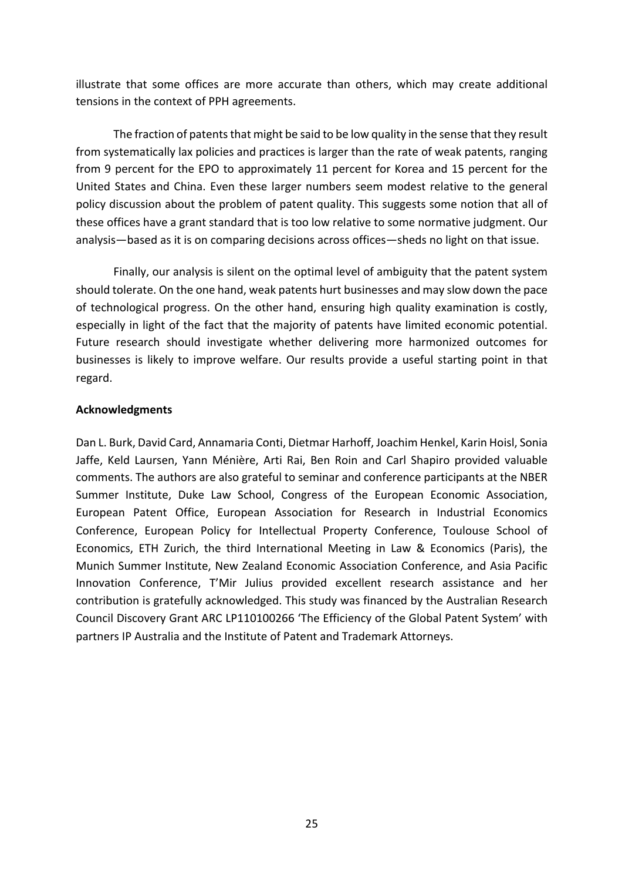illustrate that some offices are more accurate than others, which may create additional tensions in the context of PPH agreements.

The fraction of patents that might be said to be low quality in the sense that they result from systematically lax policies and practices is larger than the rate of weak patents, ranging from 9 percent for the EPO to approximately 11 percent for Korea and 15 percent for the United States and China. Even these larger numbers seem modest relative to the general policy discussion about the problem of patent quality. This suggests some notion that all of these offices have a grant standard that is too low relative to some normative judgment. Our analysis—based as it is on comparing decisions across offices—sheds no light on that issue.

Finally, our analysis is silent on the optimal level of ambiguity that the patent system should tolerate. On the one hand, weak patents hurt businesses and may slow down the pace of technological progress. On the other hand, ensuring high quality examination is costly, especially in light of the fact that the majority of patents have limited economic potential. Future research should investigate whether delivering more harmonized outcomes for businesses is likely to improve welfare. Our results provide a useful starting point in that regard.

**Acknowledgments**

Dan L. Burk, David Card, Annamaria Conti, Dietmar Harhoff, Joachim Henkel, Karin Hoisl, Sonia Jaffe, Keld Laursen, Yann Ménière, Arti Rai, Ben Roin and Carl Shapiro provided valuable comments. The authors are also grateful to seminar and conference participants at the NBER Summer Institute, Duke Law School, Congress of the European Economic Association, European Patent Office, European Association for Research in Industrial Economics Conference, European Policy for Intellectual Property Conference, Toulouse School of Economics, ETH Zurich, the third International Meeting in Law & Economics (Paris), the Munich Summer Institute, New Zealand Economic Association Conference, and Asia Pacific Innovation Conference, T'Mir Julius provided excellent research assistance and her contribution is gratefully acknowledged. This study was financed by the Australian Research Council Discovery Grant ARC LP110100266 'The Efficiency of the Global Patent System' with partners IP Australia and the Institute of Patent and Trademark Attorneys.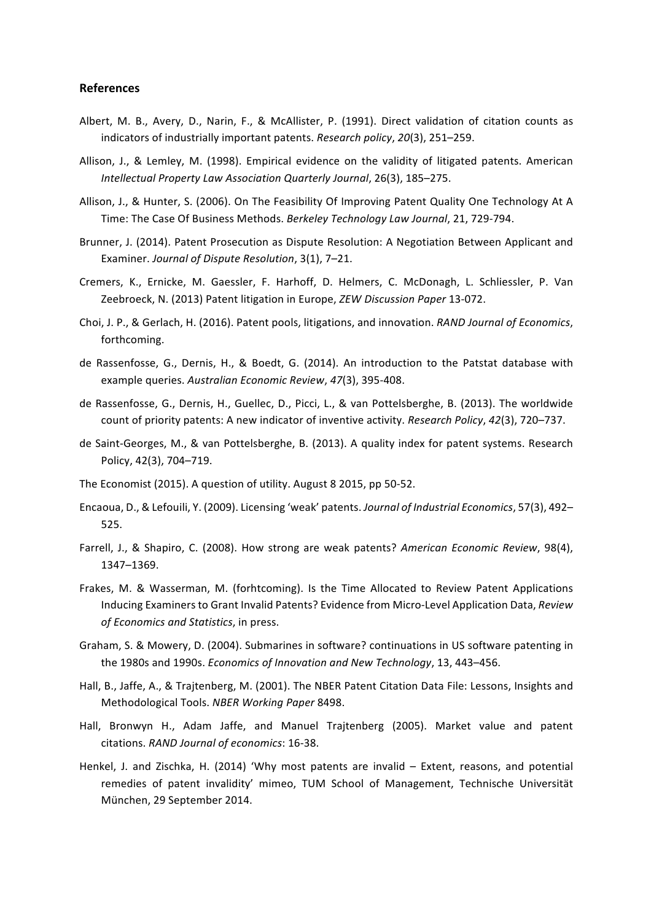### References

Albert, M. B., Avery, D., Narin, F., & McAllister, P. (1991). Direct validation of citation counts as indicators of industrially important patents. *Research policy*, *20*(3), 251–259.

Allison, J., & Lemley, M. (1998). Empirical evidence on the validity of litigated patents. American *Intellectual Property Law Association Quarterly Journal*, 26(3), 185–275.

Allison, J., & Hunter, S. (2006). On The Feasibility Of Improving Patent Quality One Technology At A Time: The Case Of Business Methods. *Berkeley Technology Law Journal*, 21, 729-794.

Brunner, J. (2014). Patent Prosecution as Dispute Resolution: A Negotiation Between Applicant and Examiner. *Journal of Dispute Resolution*, 3(1), 7–21.

Cremers, K., Ernicke, M. Gaessler, F. Harhoff, D. Helmers, C. McDonagh, L. Schliessler, P. Van Zeebroeck, N. (2013) Patent litigation in Europe, *ZEW Discussion Paper* 13-072.

Choi, J. P., & Gerlach, H. (2016). Patent pools, litigations, and innovation. *RAND Journal of Economics*, forthcoming.

de Rassenfosse, G., Dernis, H., & Boedt, G. (2014). An introduction to the Patstat database with example queries. *Australian Economic Review*, *47*(3), 395-408.

de Rassenfosse, G., Dernis, H., Guellec, D., Picci, L., & van Pottelsberghe, B. (2013). The worldwide count of priority patents: A new indicator of inventive activity. *Research Policy*, *42*(3), 720–737.

de Saint-Georges, M., & van Pottelsberghe, B. (2013). A quality index for patent systems. Research Policy, 42(3), 704–719.

The Economist (2015). A question of utility. August 8 2015, pp 50-52.

Encaoua, D., & Lefouili, Y. (2009). Licensing 'weak' patents. *Journal of Industrial Economics*, 57(3), 492–525.

Farrell, J., & Shapiro, C. (2008). How strong are weak patents? *American Economic Review*, 98(4), 1347–1369.

Frakes, M. & Wasserman, M. (forhtcoming). Is the Time Allocated to Review Patent Applications Inducing Examiners to Grant Invalid Patents? Evidence from Micro-Level Application Data, *Review of Economics and Statistics*, in press.

Graham, S. & Mowery, D. (2004). Submarines in software? continuations in US software patenting in the 1980s and 1990s. *Economics of Innovation and New Technology*, 13, 443–456.

Hall, B., Jaffe, A., & Trajtenberg, M. (2001). The NBER Patent Citation Data File: Lessons, Insights and Methodological Tools. *NBER Working Paper* 8498.

Hall, Bronwyn H., Adam Jaffe, and Manuel Trajtenberg (2005). Market value and patent citations. *RAND Journal of economics*: 16-38.

Henkel, J. and Zischka, H. (2014) 'Why most patents are invalid – Extent, reasons, and potential remedies of patent invalidity' mimeo, TUM School of Management, Technische Universität München, 29 September 2014.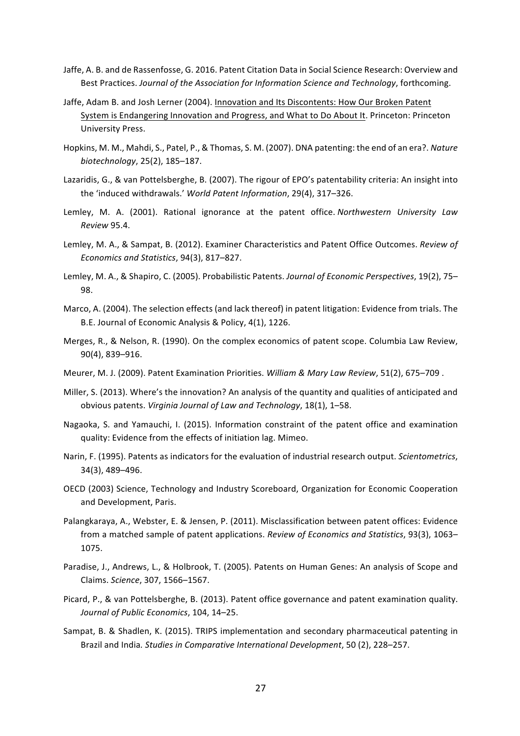Jaffe, A. B. and de Rassenfosse, G. 2016. Patent Citation Data in Social Science Research: Overview and Best Practices. *Journal of the Association for Information Science and Technology*, forthcoming.

Jaffe, Adam B. and Josh Lerner (2004). Innovation and Its Discontents: How Our Broken Patent System is Endangering Innovation and Progress, and What to Do About It. Princeton: Princeton University Press.

Hopkins, M. M., Mahdi, S., Patel, P., & Thomas, S. M. (2007). DNA patenting: the end of an era?. *Nature biotechnology*, 25(2), 185–187.

Lazaridis, G., & van Pottelsberghe, B. (2007). The rigour of EPO's patentability criteria: An insight into the 'induced withdrawals.' *World Patent Information*, 29(4), 317–326.

Lemley, M. A. (2001). Rational ignorance at the patent office. *Northwestern University Law Review* 95.4.

Lemley, M. A., & Sampat, B. (2012). Examiner Characteristics and Patent Office Outcomes. *Review of Economics and Statistics*, 94(3), 817–827.

Lemley, M. A., & Shapiro, C. (2005). Probabilistic Patents. *Journal of Economic Perspectives*, 19(2), 75–98.

Marco, A. (2004). The selection effects (and lack thereof) in patent litigation: Evidence from trials. The B.E. Journal of Economic Analysis & Policy, 4(1), 1226.

Merges, R., & Nelson, R. (1990). On the complex economics of patent scope. Columbia Law Review, 90(4), 839–916.

Meurer, M. J. (2009). Patent Examination Priorities. *William & Mary Law Review*, 51(2), 675–709 .

Miller, S. (2013). Where's the innovation? An analysis of the quantity and qualities of anticipated and obvious patents. *Virginia Journal of Law and Technology*, 18(1), 1–58.

Nagaoka, S. and Yamauchi, I. (2015). Information constraint of the patent office and examination quality: Evidence from the effects of initiation lag. Mimeo.

Narin, F. (1995). Patents as indicators for the evaluation of industrial research output. *Scientometrics*, 34(3), 489–496.

OECD (2003) Science, Technology and Industry Scoreboard, Organization for Economic Cooperation and Development, Paris.

Palangkaraya, A., Webster, E. & Jensen, P. (2011). Misclassification between patent offices: Evidence from a matched sample of patent applications. *Review of Economics and Statistics*, 93(3), 1063–1075.

Paradise, J., Andrews, L., & Holbrook, T. (2005). Patents on Human Genes: An analysis of Scope and Claims. *Science*, 307, 1566–1567.

Picard, P., & van Pottelsberghe, B. (2013). Patent office governance and patent examination quality. *Journal of Public Economics*, 104, 14–25.

Sampat, B. & Shadlen, K. (2015). TRIPS implementation and secondary pharmaceutical patenting in Brazil and India. *Studies in Comparative International Development*, 50 (2), 228–257.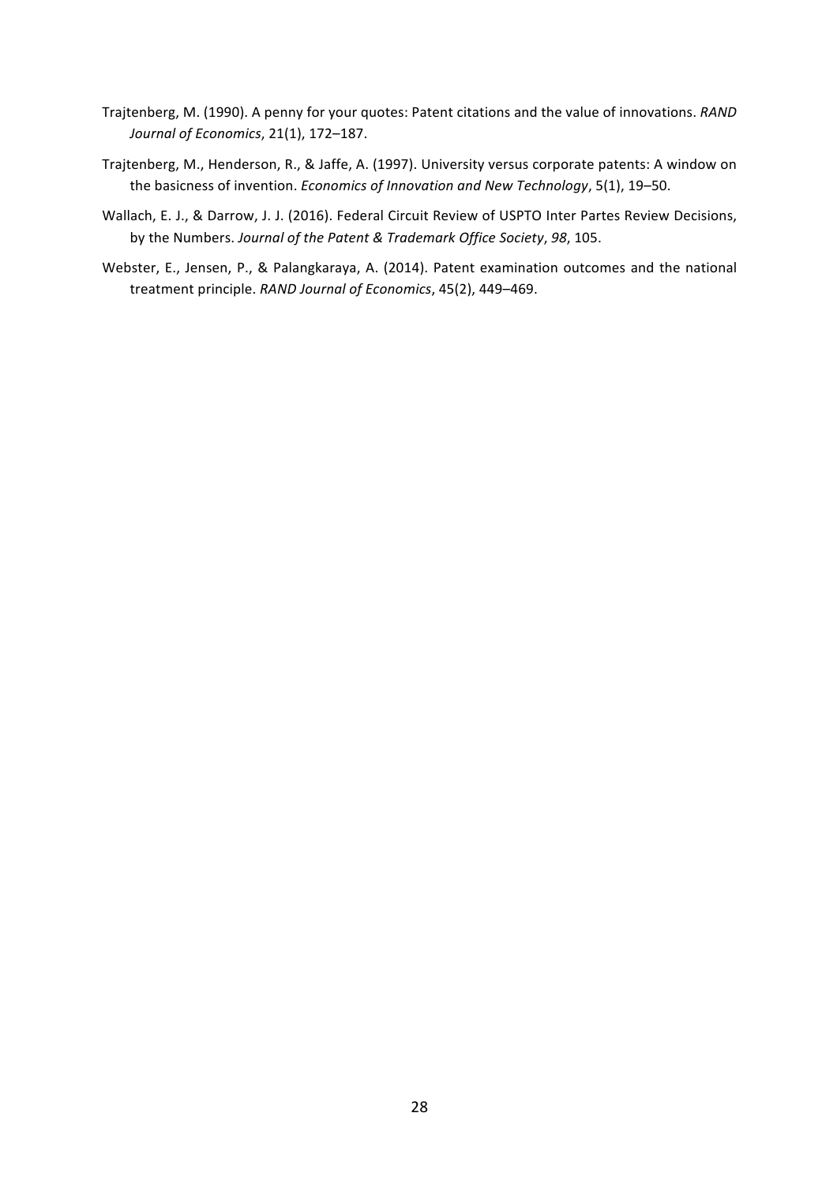Trajtenberg, M. (1990). A penny for your quotes: Patent citations and the value of innovations. *RAND Journal of Economics*, 21(1), 172–187.

Trajtenberg, M., Henderson, R., & Jaffe, A. (1997). University versus corporate patents: A window on the basicness of invention. *Economics of Innovation and New Technology*, 5(1), 19–50.

Wallach, E. J., & Darrow, J. J. (2016). Federal Circuit Review of USPTO Inter Partes Review Decisions, by the Numbers. *Journal of the Patent & Trademark Office Society*, *98*, 105.

Webster, E., Jensen, P., & Palangkaraya, A. (2014). Patent examination outcomes and the national treatment principle. *RAND Journal of Economics*, 45(2), 449–469.